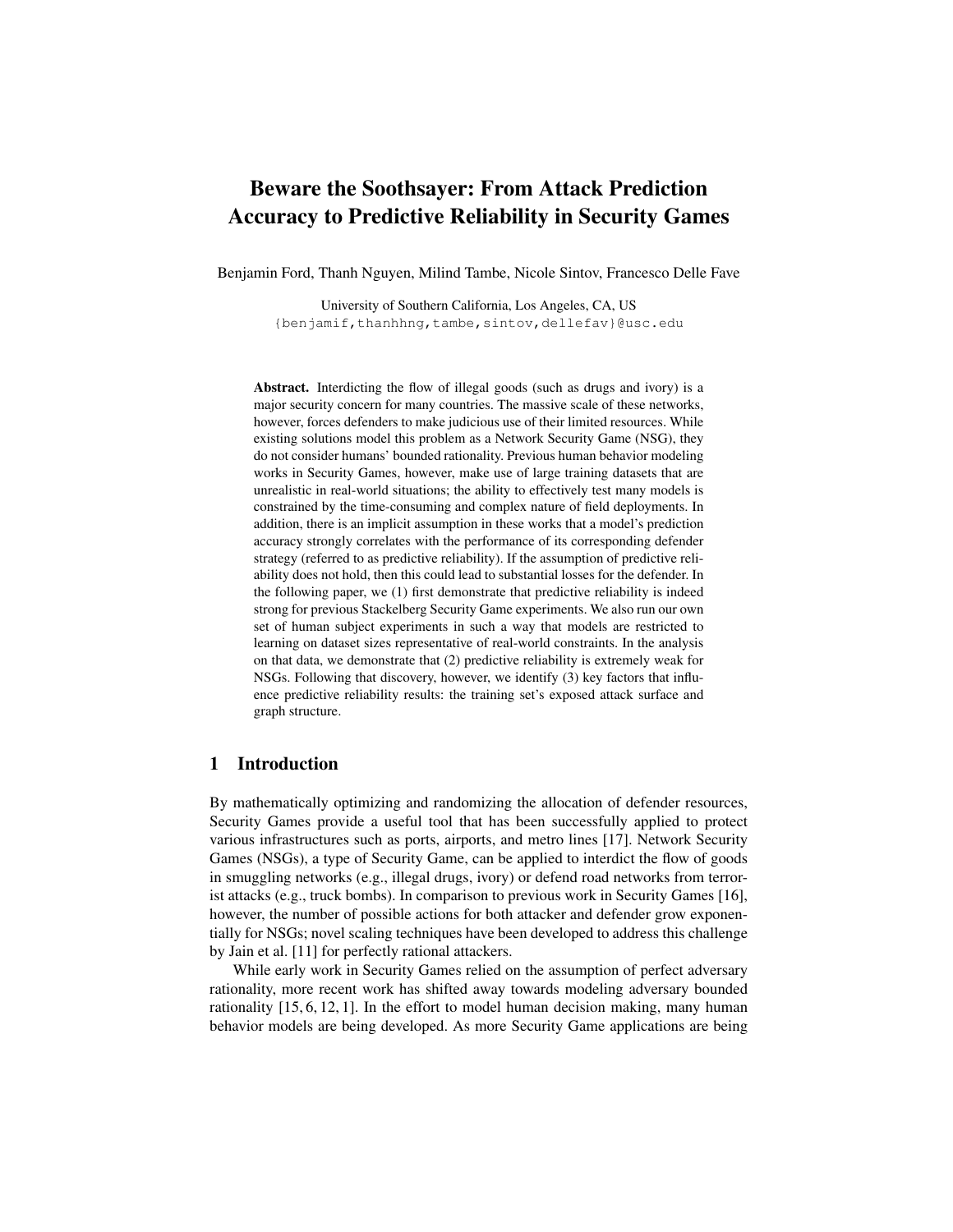# Beware the Soothsayer: From Attack Prediction Accuracy to Predictive Reliability in Security Games

Benjamin Ford, Thanh Nguyen, Milind Tambe, Nicole Sintov, Francesco Delle Fave

University of Southern California, Los Angeles, CA, US
{benjamif,thanhhng,tambe,sintov,dellefav}@usc.edu

**Abstract.** Interdicting the flow of illegal goods (such as drugs and ivory) is a major security concern for many countries. The massive scale of these networks, however, forces defenders to make judicious use of their limited resources. While existing solutions model this problem as a Network Security Game (NSG), they do not consider humans' bounded rationality. Previous human behavior modeling works in Security Games, however, make use of large training datasets that are unrealistic in real-world situations; the ability to effectively test many models is constrained by the time-consuming and complex nature of field deployments. In addition, there is an implicit assumption in these works that a model's prediction accuracy strongly correlates with the performance of its corresponding defender strategy (referred to as predictive reliability). If the assumption of predictive reliability does not hold, then this could lead to substantial losses for the defender. In the following paper, we (1) first demonstrate that predictive reliability is indeed strong for previous Stackelberg Security Game experiments. We also run our own set of human subject experiments in such a way that models are restricted to learning on dataset sizes representative of real-world constraints. In the analysis on that data, we demonstrate that (2) predictive reliability is extremely weak for NSGs. Following that discovery, however, we identify (3) key factors that influence predictive reliability results: the training set's exposed attack surface and graph structure.

## 1 Introduction

By mathematically optimizing and randomizing the allocation of defender resources, Security Games provide a useful tool that has been successfully applied to protect various infrastructures such as ports, airports, and metro lines [17]. Network Security Games (NSGs), a type of Security Game, can be applied to interdict the flow of goods in smuggling networks (e.g., illegal drugs, ivory) or defend road networks from terrorist attacks (e.g., truck bombs). In comparison to previous work in Security Games [16], however, the number of possible actions for both attacker and defender grow exponentially for NSGs; novel scaling techniques have been developed to address this challenge by Jain et al. [11] for perfectly rational attackers.

While early work in Security Games relied on the assumption of perfect adversary rationality, more recent work has shifted away towards modeling adversary bounded rationality [15, 6, 12, 1]. In the effort to model human decision making, many human behavior models are being developed. As more Security Game applications are being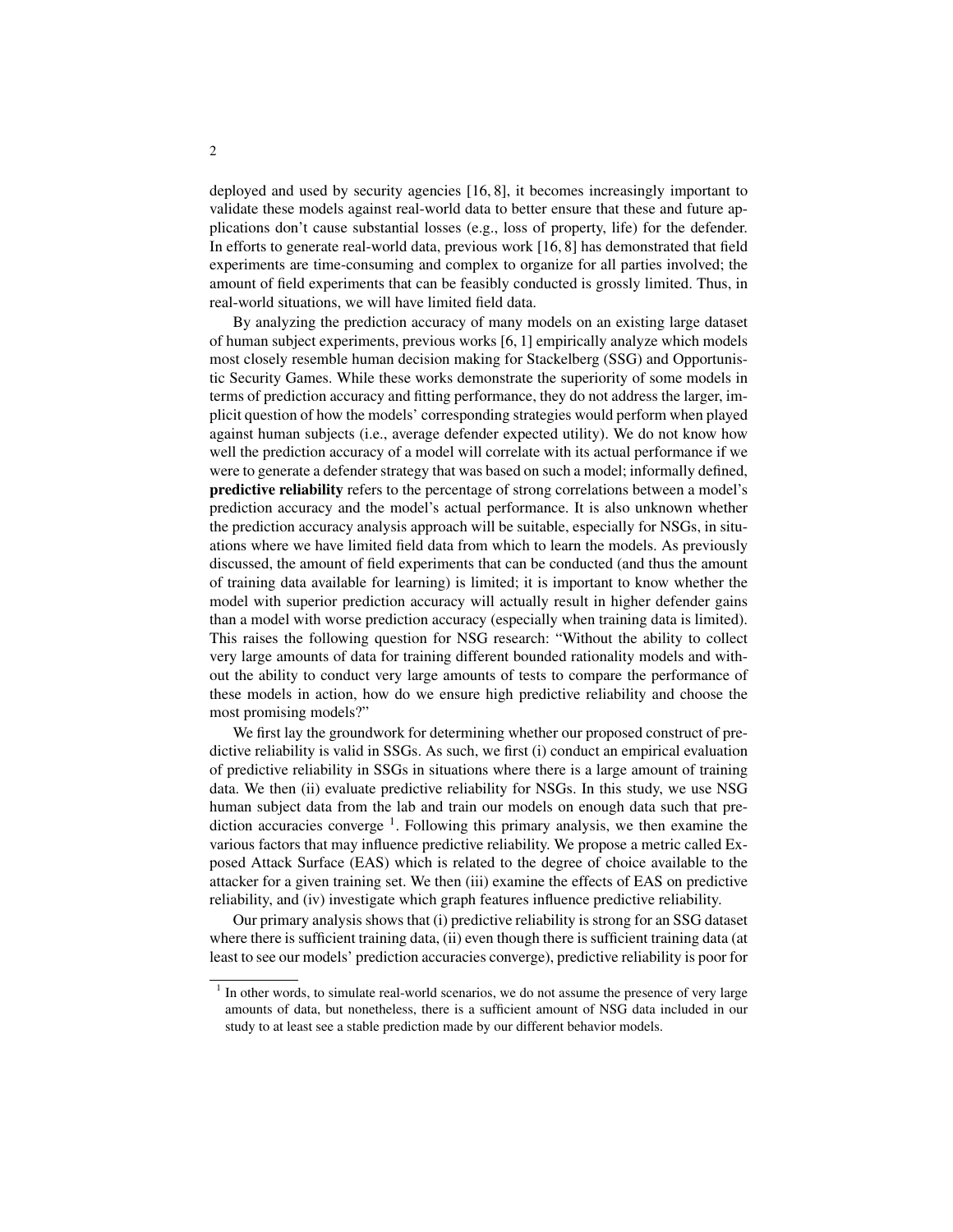deployed and used by security agencies [16, 8], it becomes increasingly important to validate these models against real-world data to better ensure that these and future applications don't cause substantial losses (e.g., loss of property, life) for the defender. In efforts to generate real-world data, previous work [16, 8] has demonstrated that field experiments are time-consuming and complex to organize for all parties involved; the amount of field experiments that can be feasibly conducted is grossly limited. Thus, in real-world situations, we will have limited field data.

By analyzing the prediction accuracy of many models on an existing large dataset of human subject experiments, previous works [6, 1] empirically analyze which models most closely resemble human decision making for Stackelberg (SSG) and Opportunistic Security Games. While these works demonstrate the superiority of some models in terms of prediction accuracy and fitting performance, they do not address the larger, implicit question of how the models' corresponding strategies would perform when played against human subjects (i.e., average defender expected utility). We do not know how well the prediction accuracy of a model will correlate with its actual performance if we were to generate a defender strategy that was based on such a model; informally defined, **predictive reliability** refers to the percentage of strong correlations between a model's prediction accuracy and the model's actual performance. It is also unknown whether the prediction accuracy analysis approach will be suitable, especially for NSGs, in situations where we have limited field data from which to learn the models. As previously discussed, the amount of field experiments that can be conducted (and thus the amount of training data available for learning) is limited; it is important to know whether the model with superior prediction accuracy will actually result in higher defender gains than a model with worse prediction accuracy (especially when training data is limited). This raises the following question for NSG research: "Without the ability to collect very large amounts of data for training different bounded rationality models and without the ability to conduct very large amounts of tests to compare the performance of these models in action, how do we ensure high predictive reliability and choose the most promising models?"

We first lay the groundwork for determining whether our proposed construct of predictive reliability is valid in SSGs. As such, we first (i) conduct an empirical evaluation of predictive reliability in SSGs in situations where there is a large amount of training data. We then (ii) evaluate predictive reliability for NSGs. In this study, we use NSG human subject data from the lab and train our models on enough data such that prediction accuracies converge [1]. Following this primary analysis, we then examine the various factors that may influence predictive reliability. We propose a metric called Exposed Attack Surface (EAS) which is related to the degree of choice available to the attacker for a given training set. We then (iii) examine the effects of EAS on predictive reliability, and (iv) investigate which graph features influence predictive reliability.

Our primary analysis shows that (i) predictive reliability is strong for an SSG dataset where there is sufficient training data, (ii) even though there is sufficient training data (at least to see our models' prediction accuracies converge), predictive reliability is poor for

[1] In other words, to simulate real-world scenarios, we do not assume the presence of very large amounts of data, but nonetheless, there is a sufficient amount of NSG data included in our study to at least see a stable prediction made by our different behavior models.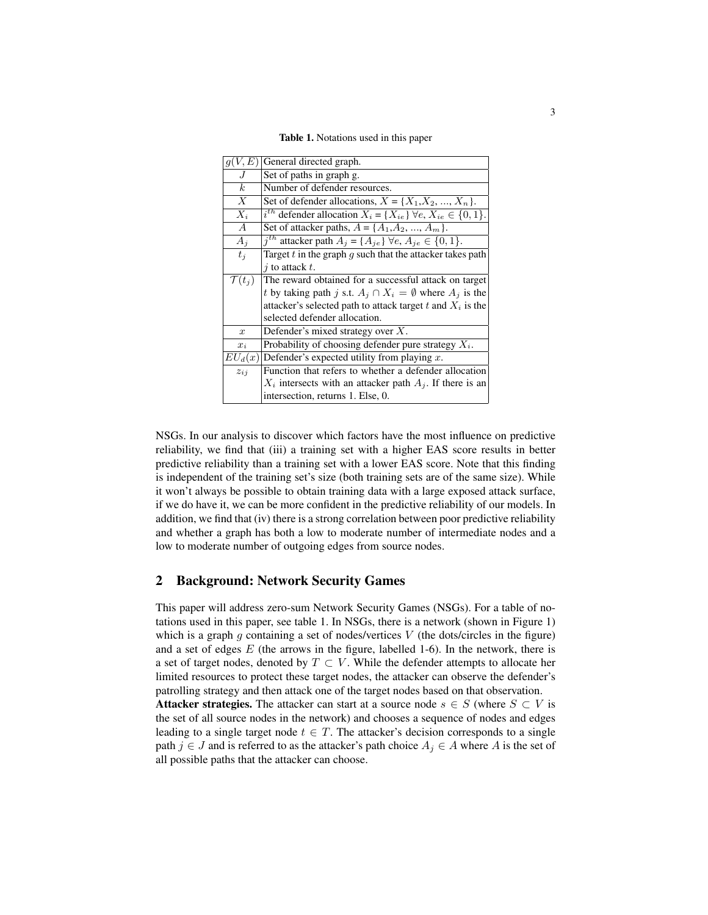**Table 1.** Notations used in this paper

| | |
|---|---|
| $g(V, E)$ | General directed graph. |
| $J$ | Set of paths in graph g. |
| $k$ | Number of defender resources. |
| $X$ | Set of defender allocations, $X = \{X_1, X_2, ..., X_n\}$. |
| $X_i$ | $i^{th}$ defender allocation $X_i = \{X_{ie}\}\ \forall e, X_{ie} \in \{0, 1\}$. |
| $A$ | Set of attacker paths, $A = \{A_1, A_2, ..., A_m\}$. |
| $A_j$ | $j^{th}$ attacker path $A_j = \{A_{je}\}\ \forall e, A_{je} \in \{0, 1\}$. |
| $t_j$ | Target $t$ in the graph $g$ such that the attacker takes path $j$ to attack $t$. |
| $\mathcal{T}(t_j)$ | The reward obtained for a successful attack on target $t$ by taking path $j$ s.t. $A_j \cap X_i = \emptyset$ where $A_j$ is the attacker's selected path to attack target $t$ and $X_i$ is the selected defender allocation. |
| $x$ | Defender's mixed strategy over $X$. |
| $x_i$ | Probability of choosing defender pure strategy $X_i$. |
| $EU_d(x)$ | Defender's expected utility from playing $x$. |
| $z_{ij}$ | Function that refers to whether a defender allocation $X_i$ intersects with an attacker path $A_j$. If there is an intersection, returns 1. Else, 0. |

NSGs. In our analysis to discover which factors have the most influence on predictive reliability, we find that (iii) a training set with a higher EAS score results in better predictive reliability than a training set with a lower EAS score. Note that this finding is independent of the training set's size (both training sets are of the same size). While it won't always be possible to obtain training data with a large exposed attack surface, if we do have it, we can be more confident in the predictive reliability of our models. In addition, we find that (iv) there is a strong correlation between poor predictive reliability and whether a graph has both a low to moderate number of intermediate nodes and a low to moderate number of outgoing edges from source nodes.

## 2 Background: Network Security Games

This paper will address zero-sum Network Security Games (NSGs). For a table of notations used in this paper, see table 1. In NSGs, there is a network (shown in Figure 1) which is a graph $g$ containing a set of nodes/vertices $V$ (the dots/circles in the figure) and a set of edges $E$ (the arrows in the figure, labelled 1-6). In the network, there is a set of target nodes, denoted by $T \subset V$. While the defender attempts to allocate her limited resources to protect these target nodes, the attacker can observe the defender's patrolling strategy and then attack one of the target nodes based on that observation.

**Attacker strategies.** The attacker can start at a source node $s \in S$ (where $S \subset V$ is the set of all source nodes in the network) and chooses a sequence of nodes and edges leading to a single target node $t \in T$. The attacker's decision corresponds to a single path $j \in J$ and is referred to as the attacker's path choice $A_j \in A$ where $A$ is the set of all possible paths that the attacker can choose.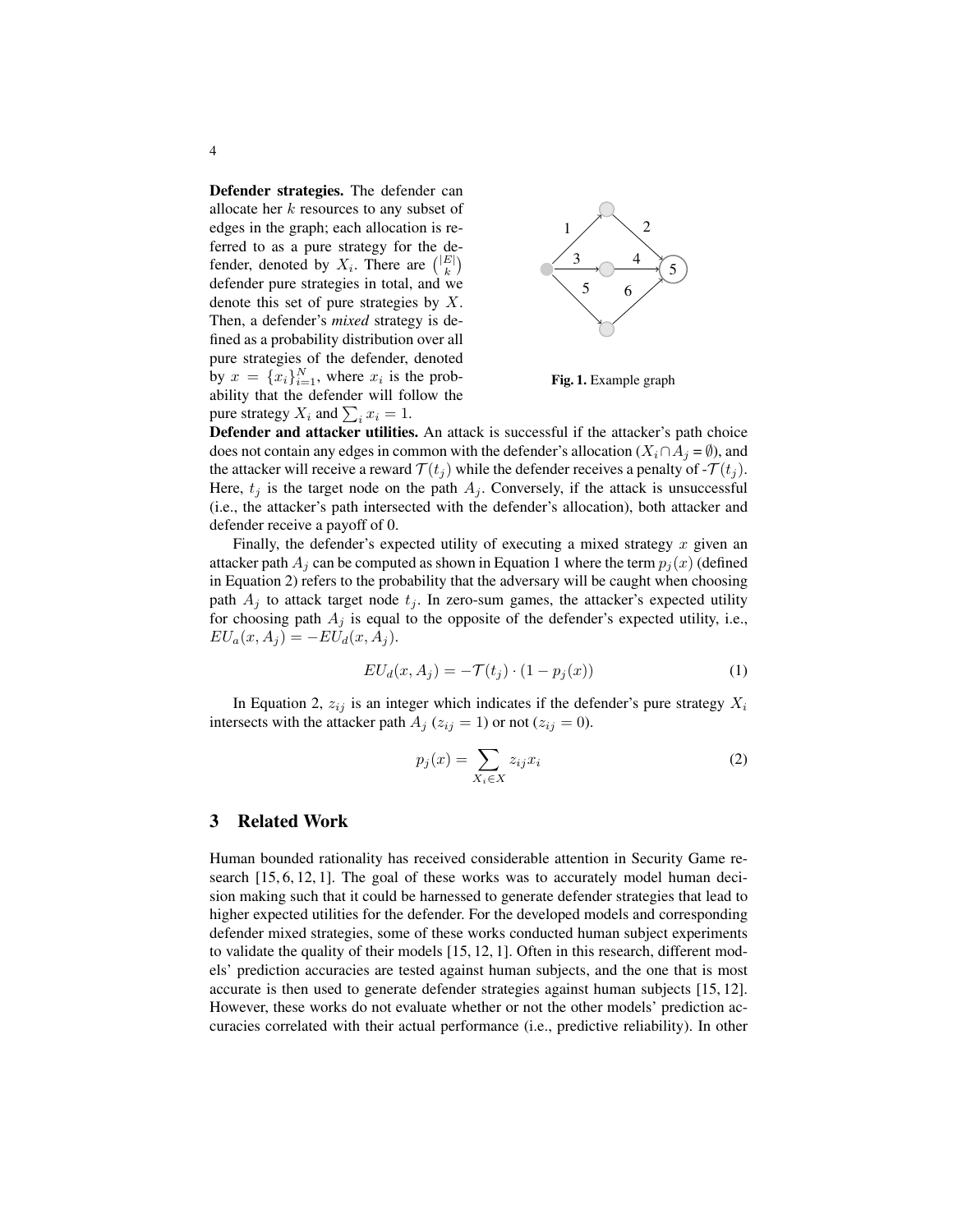**Defender strategies.** The defender can allocate her $k$ resources to any subset of edges in the graph; each allocation is referred to as a pure strategy for the defender, denoted by $X_i$. There are $\binom{|E|}{k}$ defender pure strategies in total, and we denote this set of pure strategies by $X$. Then, a defender's *mixed* strategy is defined as a probability distribution over all pure strategies of the defender, denoted by $x = \{x_i\}_{i=1}^{N}$, where $x_i$ is the probability that the defender will follow the pure strategy $X_i$ and $\sum_i x_i = 1$.

**Fig. 1.** Example graph

**Defender and attacker utilities.** An attack is successful if the attacker's path choice does not contain any edges in common with the defender's allocation ($X_i \cap A_j = \emptyset$), and the attacker will receive a reward $\mathcal{T}(t_j)$ while the defender receives a penalty of -$\mathcal{T}(t_j)$. Here, $t_j$ is the target node on the path $A_j$. Conversely, if the attack is unsuccessful (i.e., the attacker's path intersected with the defender's allocation), both attacker and defender receive a payoff of 0.

Finally, the defender's expected utility of executing a mixed strategy $x$ given an attacker path $A_j$ can be computed as shown in Equation 1 where the term $p_j(x)$ (defined in Equation 2) refers to the probability that the adversary will be caught when choosing path $A_j$ to attack target node $t_j$. In zero-sum games, the attacker's expected utility for choosing path $A_j$ is equal to the opposite of the defender's expected utility, i.e., $EU_a(x, A_j) = -EU_d(x, A_j)$.

$$EU_d(x, A_j) = -\mathcal{T}(t_j) \cdot (1 - p_j(x)) \tag{1}$$

In Equation 2, $z_{ij}$ is an integer which indicates if the defender's pure strategy $X_i$ intersects with the attacker path $A_j$ ($z_{ij} = 1$) or not ($z_{ij} = 0$).

$$p_j(x) = \sum_{X_i \in X} z_{ij} x_i \tag{2}$$

## 3 Related Work

Human bounded rationality has received considerable attention in Security Game research [15, 6, 12, 1]. The goal of these works was to accurately model human decision making such that it could be harnessed to generate defender strategies that lead to higher expected utilities for the defender. For the developed models and corresponding defender mixed strategies, some of these works conducted human subject experiments to validate the quality of their models [15, 12, 1]. Often in this research, different models' prediction accuracies are tested against human subjects, and the one that is most accurate is then used to generate defender strategies against human subjects [15, 12]. However, these works do not evaluate whether or not the other models' prediction accuracies correlated with their actual performance (i.e., predictive reliability). In other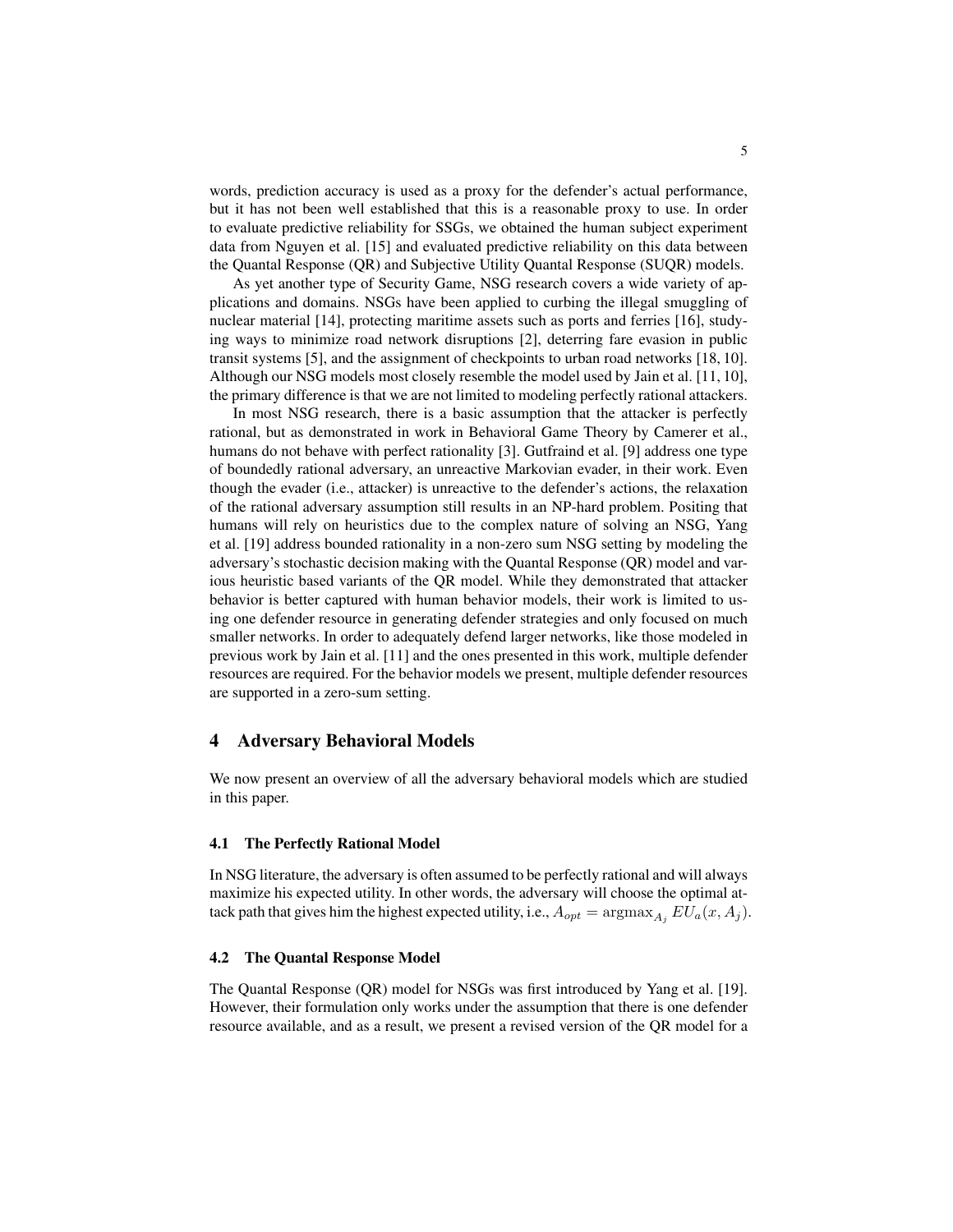words, prediction accuracy is used as a proxy for the defender's actual performance, but it has not been well established that this is a reasonable proxy to use. In order to evaluate predictive reliability for SSGs, we obtained the human subject experiment data from Nguyen et al. [15] and evaluated predictive reliability on this data between the Quantal Response (QR) and Subjective Utility Quantal Response (SUQR) models.

As yet another type of Security Game, NSG research covers a wide variety of applications and domains. NSGs have been applied to curbing the illegal smuggling of nuclear material [14], protecting maritime assets such as ports and ferries [16], studying ways to minimize road network disruptions [2], deterring fare evasion in public transit systems [5], and the assignment of checkpoints to urban road networks [18, 10]. Although our NSG models most closely resemble the model used by Jain et al. [11, 10], the primary difference is that we are not limited to modeling perfectly rational attackers.

In most NSG research, there is a basic assumption that the attacker is perfectly rational, but as demonstrated in work in Behavioral Game Theory by Camerer et al., humans do not behave with perfect rationality [3]. Gutfraind et al. [9] address one type of boundedly rational adversary, an unreactive Markovian evader, in their work. Even though the evader (i.e., attacker) is unreactive to the defender's actions, the relaxation of the rational adversary assumption still results in an NP-hard problem. Positing that humans will rely on heuristics due to the complex nature of solving an NSG, Yang et al. [19] address bounded rationality in a non-zero sum NSG setting by modeling the adversary's stochastic decision making with the Quantal Response (QR) model and various heuristic based variants of the QR model. While they demonstrated that attacker behavior is better captured with human behavior models, their work is limited to using one defender resource in generating defender strategies and only focused on much smaller networks. In order to adequately defend larger networks, like those modeled in previous work by Jain et al. [11] and the ones presented in this work, multiple defender resources are required. For the behavior models we present, multiple defender resources are supported in a zero-sum setting.

## 4 Adversary Behavioral Models

We now present an overview of all the adversary behavioral models which are studied in this paper.

### 4.1 The Perfectly Rational Model

In NSG literature, the adversary is often assumed to be perfectly rational and will always maximize his expected utility. In other words, the adversary will choose the optimal attack path that gives him the highest expected utility, i.e., $A_{opt} = \operatorname{argmax}_{A_j} EU_a(x, A_j)$.

### 4.2 The Quantal Response Model

The Quantal Response (QR) model for NSGs was first introduced by Yang et al. [19]. However, their formulation only works under the assumption that there is one defender resource available, and as a result, we present a revised version of the QR model for a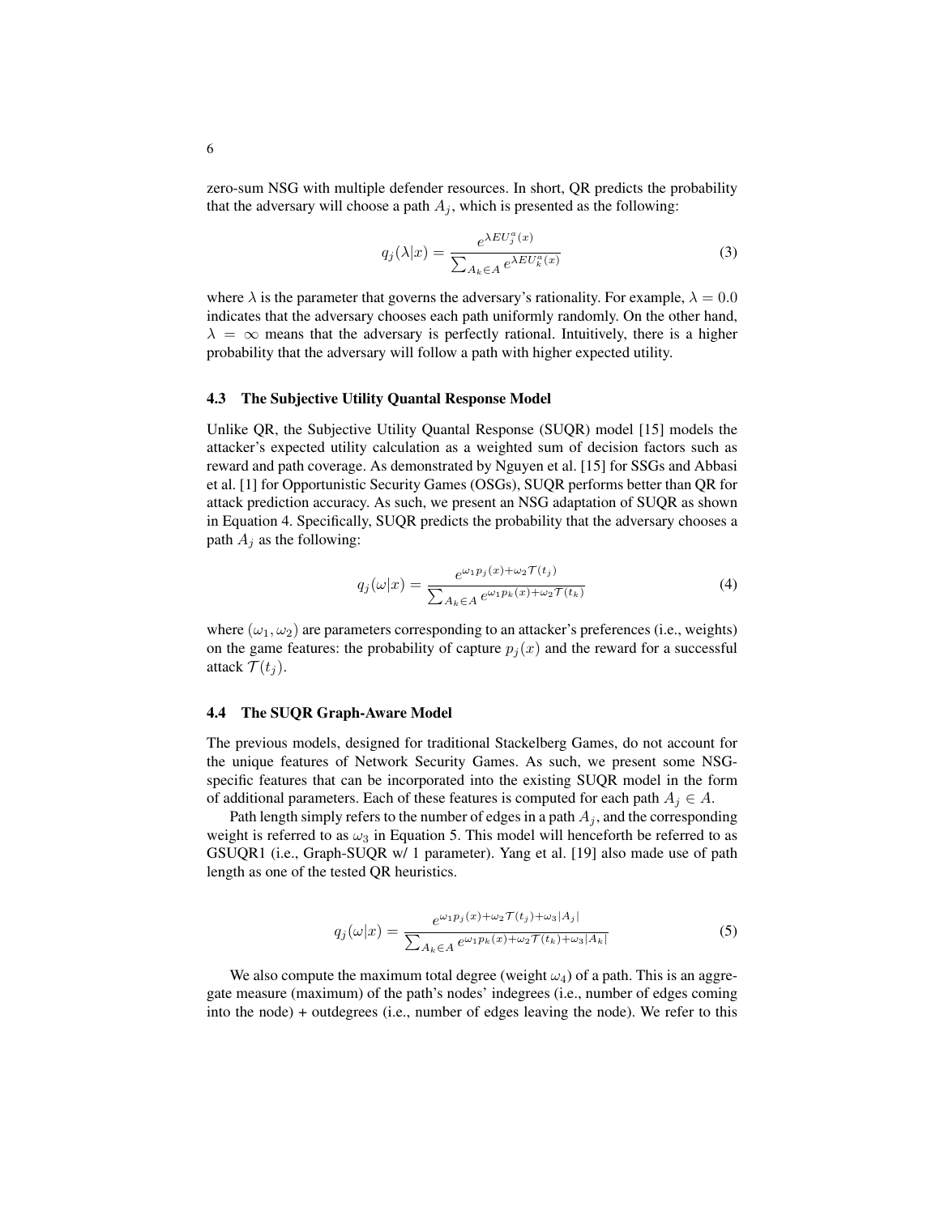zero-sum NSG with multiple defender resources. In short, QR predicts the probability that the adversary will choose a path $A_j$, which is presented as the following:

$$q_j(\lambda|x) = \frac{e^{\lambda EU_j^a(x)}}{\sum_{A_k \in A} e^{\lambda EU_k^a(x)}} \tag{3}$$

where $\lambda$ is the parameter that governs the adversary's rationality. For example, $\lambda = 0.0$ indicates that the adversary chooses each path uniformly randomly. On the other hand, $\lambda = \infty$ means that the adversary is perfectly rational. Intuitively, there is a higher probability that the adversary will follow a path with higher expected utility.

### 4.3 The Subjective Utility Quantal Response Model

Unlike QR, the Subjective Utility Quantal Response (SUQR) model [15] models the attacker's expected utility calculation as a weighted sum of decision factors such as reward and path coverage. As demonstrated by Nguyen et al. [15] for SSGs and Abbasi et al. [1] for Opportunistic Security Games (OSGs), SUQR performs better than QR for attack prediction accuracy. As such, we present an NSG adaptation of SUQR as shown in Equation 4. Specifically, SUQR predicts the probability that the adversary chooses a path $A_j$ as the following:

$$q_j(\omega|x) = \frac{e^{\omega_1 p_j(x) + \omega_2 \mathcal{T}(t_j)}}{\sum_{A_k \in A} e^{\omega_1 p_k(x) + \omega_2 \mathcal{T}(t_k)}} \tag{4}$$

where $(\omega_1, \omega_2)$ are parameters corresponding to an attacker's preferences (i.e., weights) on the game features: the probability of capture $p_j(x)$ and the reward for a successful attack $\mathcal{T}(t_j)$.

### 4.4 The SUQR Graph-Aware Model

The previous models, designed for traditional Stackelberg Games, do not account for the unique features of Network Security Games. As such, we present some NSG-specific features that can be incorporated into the existing SUQR model in the form of additional parameters. Each of these features is computed for each path $A_j \in A$.

Path length simply refers to the number of edges in a path $A_j$, and the corresponding weight is referred to as $\omega_3$ in Equation 5. This model will henceforth be referred to as GSUQR1 (i.e., Graph-SUQR w/ 1 parameter). Yang et al. [19] also made use of path length as one of the tested QR heuristics.

$$q_j(\omega|x) = \frac{e^{\omega_1 p_j(x) + \omega_2 \mathcal{T}(t_j) + \omega_3 |A_j|}}{\sum_{A_k \in A} e^{\omega_1 p_k(x) + \omega_2 \mathcal{T}(t_k) + \omega_3 |A_k|}} \tag{5}$$

We also compute the maximum total degree (weight $\omega_4$) of a path. This is an aggregate measure (maximum) of the path's nodes' indegrees (i.e., number of edges coming into the node) + outdegrees (i.e., number of edges leaving the node). We refer to this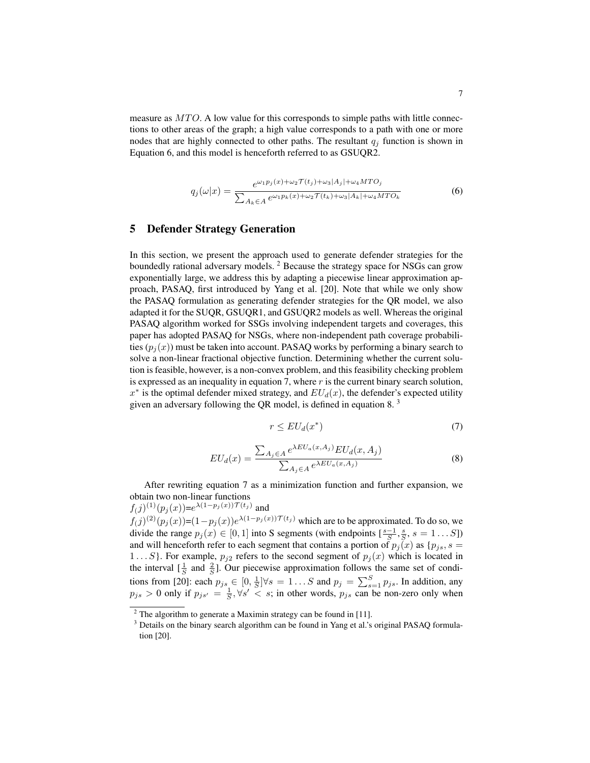measure as $MTO$. A low value for this corresponds to simple paths with little connections to other areas of the graph; a high value corresponds to a path with one or more nodes that are highly connected to other paths. The resultant $q_j$ function is shown in Equation 6, and this model is henceforth referred to as GSUQR2.

$$q_j(\omega|x) = \frac{e^{\omega_1 p_j(x) + \omega_2 \mathcal{T}(t_j) + \omega_3 |A_j| + \omega_4 MTO_j}}{\sum_{A_k \in A} e^{\omega_1 p_k(x) + \omega_2 \mathcal{T}(t_k) + \omega_3 |A_k| + \omega_4 MTO_k}} \tag{6}$$

## 5 Defender Strategy Generation

In this section, we present the approach used to generate defender strategies for the boundedly rational adversary models. [2] Because the strategy space for NSGs can grow exponentially large, we address this by adapting a piecewise linear approximation approach, PASAQ, first introduced by Yang et al. [20]. Note that while we only show the PASAQ formulation as generating defender strategies for the QR model, we also adapted it for the SUQR, GSUQR1, and GSUQR2 models as well. Whereas the original PASAQ algorithm worked for SSGs involving independent targets and coverages, this paper has adopted PASAQ for NSGs, where non-independent path coverage probabilities ($p_j(x)$) must be taken into account. PASAQ works by performing a binary search to solve a non-linear fractional objective function. Determining whether the current solution is feasible, however, is a non-convex problem, and this feasibility checking problem is expressed as an inequality in equation 7, where $r$ is the current binary search solution, $x^*$ is the optimal defender mixed strategy, and $EU_d(x)$, the defender's expected utility given an adversary following the QR model, is defined in equation 8. [3]

$$r \leq EU_d(x^*) \tag{7}$$

$$EU_d(x) = \frac{\sum_{A_j \in A} e^{\lambda EU_a(x, A_j)} EU_d(x, A_j)}{\sum_{A_j \in A} e^{\lambda EU_a(x, A_j)}} \tag{8}$$

After rewriting equation 7 as a minimization function and further expansion, we obtain two non-linear functions $f_(j)^{(1)}(p_j(x))$=$e^{\lambda(1-p_j(x))\mathcal{T}(t_j)}$ and $f_(j)^{(2)}(p_j(x))$=$(1-p_j(x))e^{\lambda(1-p_j(x))\mathcal{T}(t_j)}$ which are to be approximated. To do so, we divide the range $p_j(x) \in [0,1]$ into S segments (with endpoints $[\frac{s-1}{S}, \frac{s}{S}, s = 1 \ldots S]$) and will henceforth refer to each segment that contains a portion of $p_j(x)$ as $\{p_{js}, s = 1 \ldots S\}$. For example, $p_{j2}$ refers to the second segment of $p_j(x)$ which is located in the interval $[\frac{1}{S}$ and $\frac{2}{S}]$. Our piecewise approximation follows the same set of conditions from [20]: each $p_{js} \in [0, \frac{1}{S}] \forall s = 1 \ldots S$ and $p_j = \sum_{s=1}^{S} p_{js}$. In addition, any $p_{js} > 0$ only if $p_{js'} = \frac{1}{S}, \forall s' < s$; in other words, $p_{js}$ can be non-zero only when

[2] The algorithm to generate a Maximin strategy can be found in [11].

[3] Details on the binary search algorithm can be found in Yang et al.'s original PASAQ formulation [20].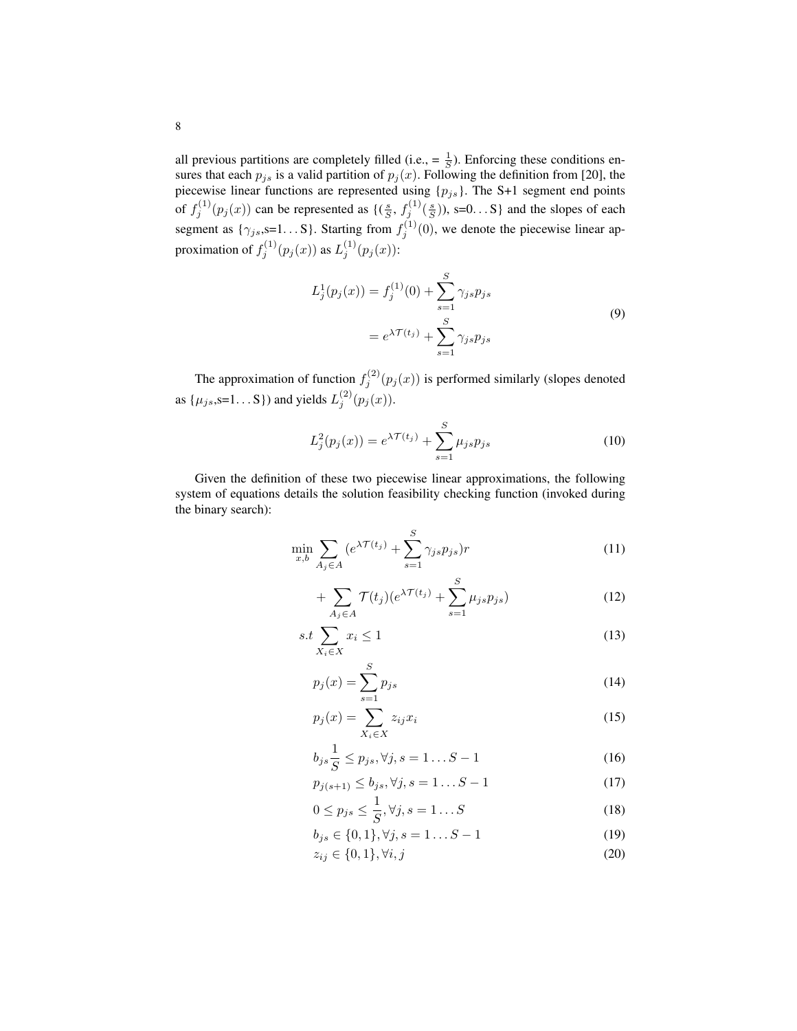all previous partitions are completely filled (i.e., = $\frac{1}{S}$). Enforcing these conditions ensures that each $p_{js}$ is a valid partition of $p_j(x)$. Following the definition from [20], the piecewise linear functions are represented using $\{p_{js}\}$. The S+1 segment end points of $f_j^{(1)}(p_j(x))$ can be represented as $\{(\frac{s}{S}, f_j^{(1)}(\frac{s}{S}))$, s=0...S$\}$ and the slopes of each segment as $\{\gamma_{js}$,s=1...S$\}$. Starting from $f_j^{(1)}(0)$, we denote the piecewise linear approximation of $f_j^{(1)}(p_j(x))$ as $L_j^{(1)}(p_j(x))$:

$$
\begin{aligned}
L_j^1(p_j(x)) &= f_j^{(1)}(0) + \sum_{s=1}^{S} \gamma_{js} p_{js} \\
&= e^{\lambda \mathcal{T}(t_j)} + \sum_{s=1}^{S} \gamma_{js} p_{js}
\end{aligned}
\tag{9}
$$

The approximation of function $f_j^{(2)}(p_j(x))$ is performed similarly (slopes denoted as $\{\mu_{js}$,s=1...S$\}$) and yields $L_j^{(2)}(p_j(x))$.

$$
L_j^2(p_j(x)) = e^{\lambda \mathcal{T}(t_j)} + \sum_{s=1}^{S} \mu_{js} p_{js} \tag{10}
$$

Given the definition of these two piecewise linear approximations, the following system of equations details the solution feasibility checking function (invoked during the binary search):

$$
\min_{x,b} \sum_{A_j \in A} (e^{\lambda \mathcal{T}(t_j)} + \sum_{s=1}^{S} \gamma_{js} p_{js}) r \tag{11}
$$

$$
+ \sum_{A_j \in A} \mathcal{T}(t_j)(e^{\lambda \mathcal{T}(t_j)} + \sum_{s=1}^{S} \mu_{js} p_{js}) \tag{12}
$$

$$
s.t \sum_{X_i \in X} x_i \leq 1 \tag{13}
$$

$$
p_j(x) = \sum_{s=1}^{S} p_{js} \tag{14}
$$

$$
p_j(x) = \sum_{X_i \in X} z_{ij} x_i \tag{15}
$$

$$
b_{js} \frac{1}{S} \leq p_{js}, \forall j, s = 1 \ldots S-1 \tag{16}
$$

$$
p_{j(s+1)} \leq b_{js}, \forall j, s = 1 \ldots S-1 \tag{17}
$$

$$
0 \leq p_{js} \leq \frac{1}{S}, \forall j, s = 1 \ldots S \tag{18}
$$

$$
b_{js} \in \{0, 1\}, \forall j, s = 1 \ldots S-1 \tag{19}
$$

$$
z_{ij} \in \{0, 1\}, \forall i, j \tag{20}
$$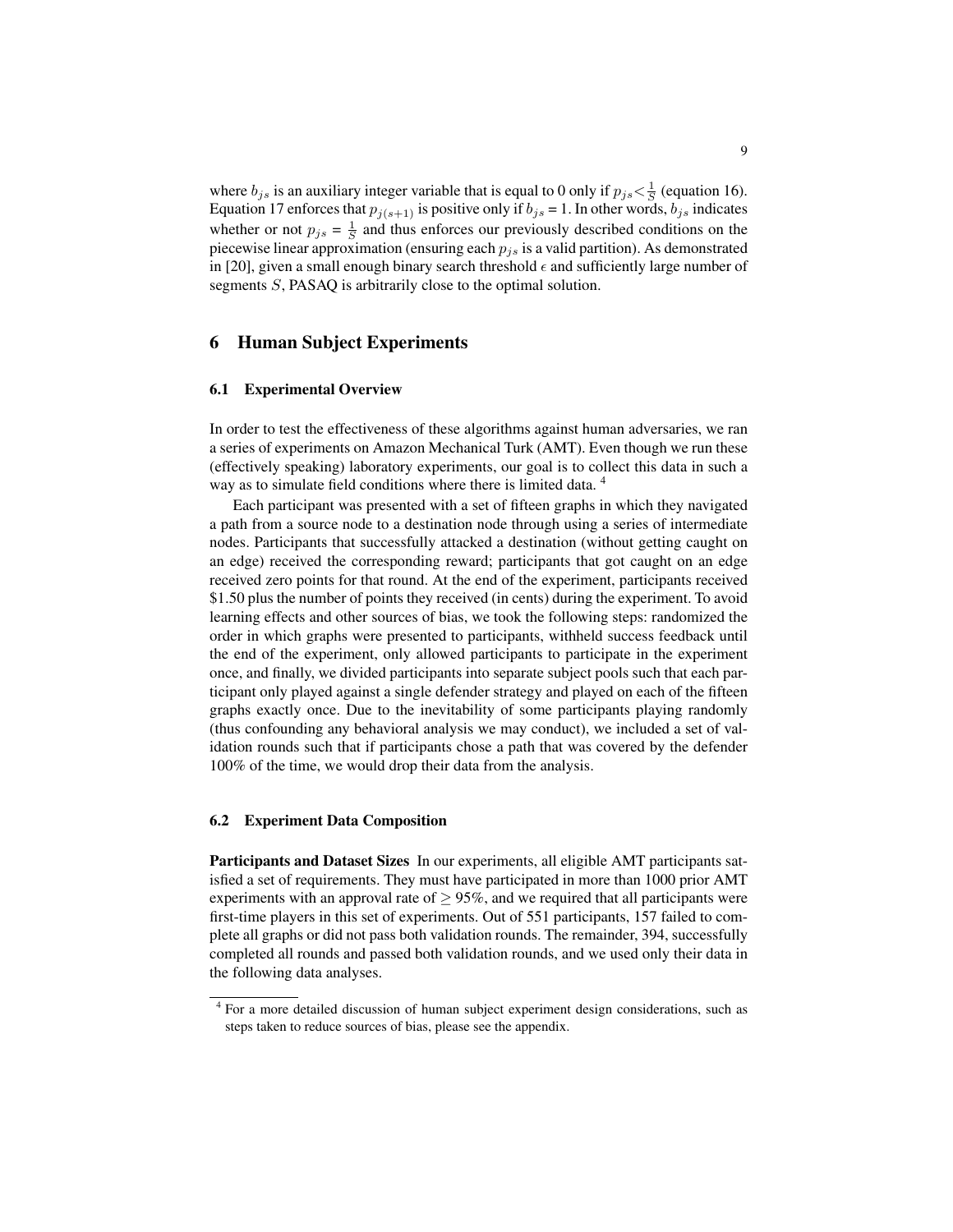where $b_{js}$ is an auxiliary integer variable that is equal to 0 only if $p_{js} < \frac{1}{S}$ (equation 16). Equation 17 enforces that $p_{j(s+1)}$ is positive only if $b_{js}$ = 1. In other words, $b_{js}$ indicates whether or not $p_{js} = \frac{1}{S}$ and thus enforces our previously described conditions on the piecewise linear approximation (ensuring each $p_{js}$ is a valid partition). As demonstrated in [20], given a small enough binary search threshold $\epsilon$ and sufficiently large number of segments $S$, PASAQ is arbitrarily close to the optimal solution.

# 6 Human Subject Experiments

## 6.1 Experimental Overview

In order to test the effectiveness of these algorithms against human adversaries, we ran a series of experiments on Amazon Mechanical Turk (AMT). Even though we run these (effectively speaking) laboratory experiments, our goal is to collect this data in such a way as to simulate field conditions where there is limited data. [4]

Each participant was presented with a set of fifteen graphs in which they navigated a path from a source node to a destination node through using a series of intermediate nodes. Participants that successfully attacked a destination (without getting caught on an edge) received the corresponding reward; participants that got caught on an edge received zero points for that round. At the end of the experiment, participants received \$1.50 plus the number of points they received (in cents) during the experiment. To avoid learning effects and other sources of bias, we took the following steps: randomized the order in which graphs were presented to participants, withheld success feedback until the end of the experiment, only allowed participants to participate in the experiment once, and finally, we divided participants into separate subject pools such that each participant only played against a single defender strategy and played on each of the fifteen graphs exactly once. Due to the inevitability of some participants playing randomly (thus confounding any behavioral analysis we may conduct), we included a set of validation rounds such that if participants chose a path that was covered by the defender 100% of the time, we would drop their data from the analysis.

## 6.2 Experiment Data Composition

**Participants and Dataset Sizes** In our experiments, all eligible AMT participants satisfied a set of requirements. They must have participated in more than 1000 prior AMT experiments with an approval rate of $\geq 95\%$, and we required that all participants were first-time players in this set of experiments. Out of 551 participants, 157 failed to complete all graphs or did not pass both validation rounds. The remainder, 394, successfully completed all rounds and passed both validation rounds, and we used only their data in the following data analyses.

[4] For a more detailed discussion of human subject experiment design considerations, such as steps taken to reduce sources of bias, please see the appendix.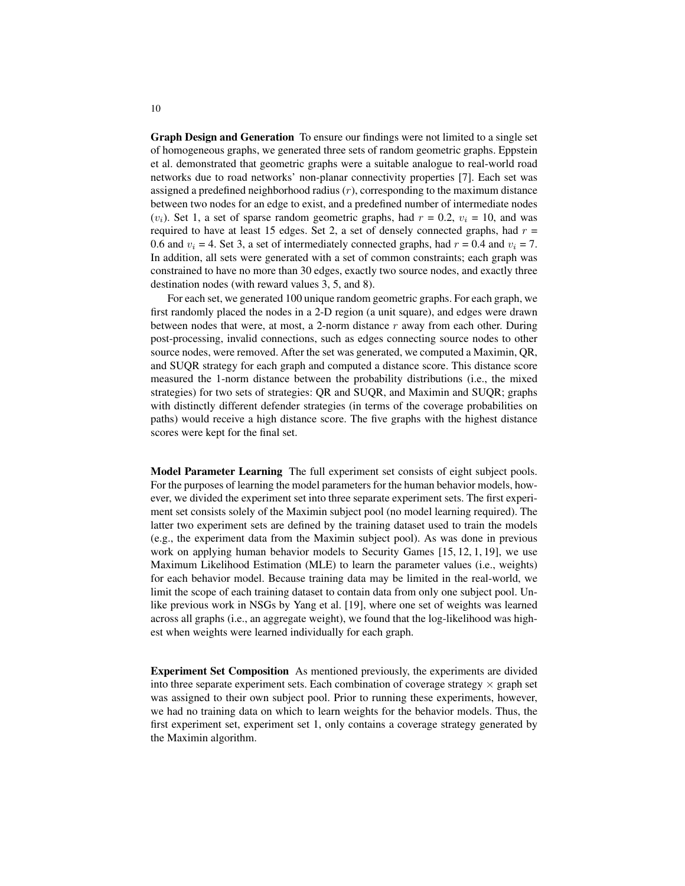**Graph Design and Generation** To ensure our findings were not limited to a single set of homogeneous graphs, we generated three sets of random geometric graphs. Eppstein et al. demonstrated that geometric graphs were a suitable analogue to real-world road networks due to road networks' non-planar connectivity properties [7]. Each set was assigned a predefined neighborhood radius ($r$), corresponding to the maximum distance between two nodes for an edge to exist, and a predefined number of intermediate nodes ($v_i$). Set 1, a set of sparse random geometric graphs, had $r$ = 0.2, $v_i$ = 10, and was required to have at least 15 edges. Set 2, a set of densely connected graphs, had $r$ = 0.6 and $v_i$ = 4. Set 3, a set of intermediately connected graphs, had $r$ = 0.4 and $v_i$ = 7. In addition, all sets were generated with a set of common constraints; each graph was constrained to have no more than 30 edges, exactly two source nodes, and exactly three destination nodes (with reward values 3, 5, and 8).

For each set, we generated 100 unique random geometric graphs. For each graph, we first randomly placed the nodes in a 2-D region (a unit square), and edges were drawn between nodes that were, at most, a 2-norm distance $r$ away from each other. During post-processing, invalid connections, such as edges connecting source nodes to other source nodes, were removed. After the set was generated, we computed a Maximin, QR, and SUQR strategy for each graph and computed a distance score. This distance score measured the 1-norm distance between the probability distributions (i.e., the mixed strategies) for two sets of strategies: QR and SUQR, and Maximin and SUQR; graphs with distinctly different defender strategies (in terms of the coverage probabilities on paths) would receive a high distance score. The five graphs with the highest distance scores were kept for the final set.

**Model Parameter Learning** The full experiment set consists of eight subject pools. For the purposes of learning the model parameters for the human behavior models, however, we divided the experiment set into three separate experiment sets. The first experiment set consists solely of the Maximin subject pool (no model learning required). The latter two experiment sets are defined by the training dataset used to train the models (e.g., the experiment data from the Maximin subject pool). As was done in previous work on applying human behavior models to Security Games [15, 12, 1, 19], we use Maximum Likelihood Estimation (MLE) to learn the parameter values (i.e., weights) for each behavior model. Because training data may be limited in the real-world, we limit the scope of each training dataset to contain data from only one subject pool. Unlike previous work in NSGs by Yang et al. [19], where one set of weights was learned across all graphs (i.e., an aggregate weight), we found that the log-likelihood was highest when weights were learned individually for each graph.

**Experiment Set Composition** As mentioned previously, the experiments are divided into three separate experiment sets. Each combination of coverage strategy $\times$ graph set was assigned to their own subject pool. Prior to running these experiments, however, we had no training data on which to learn weights for the behavior models. Thus, the first experiment set, experiment set 1, only contains a coverage strategy generated by the Maximin algorithm.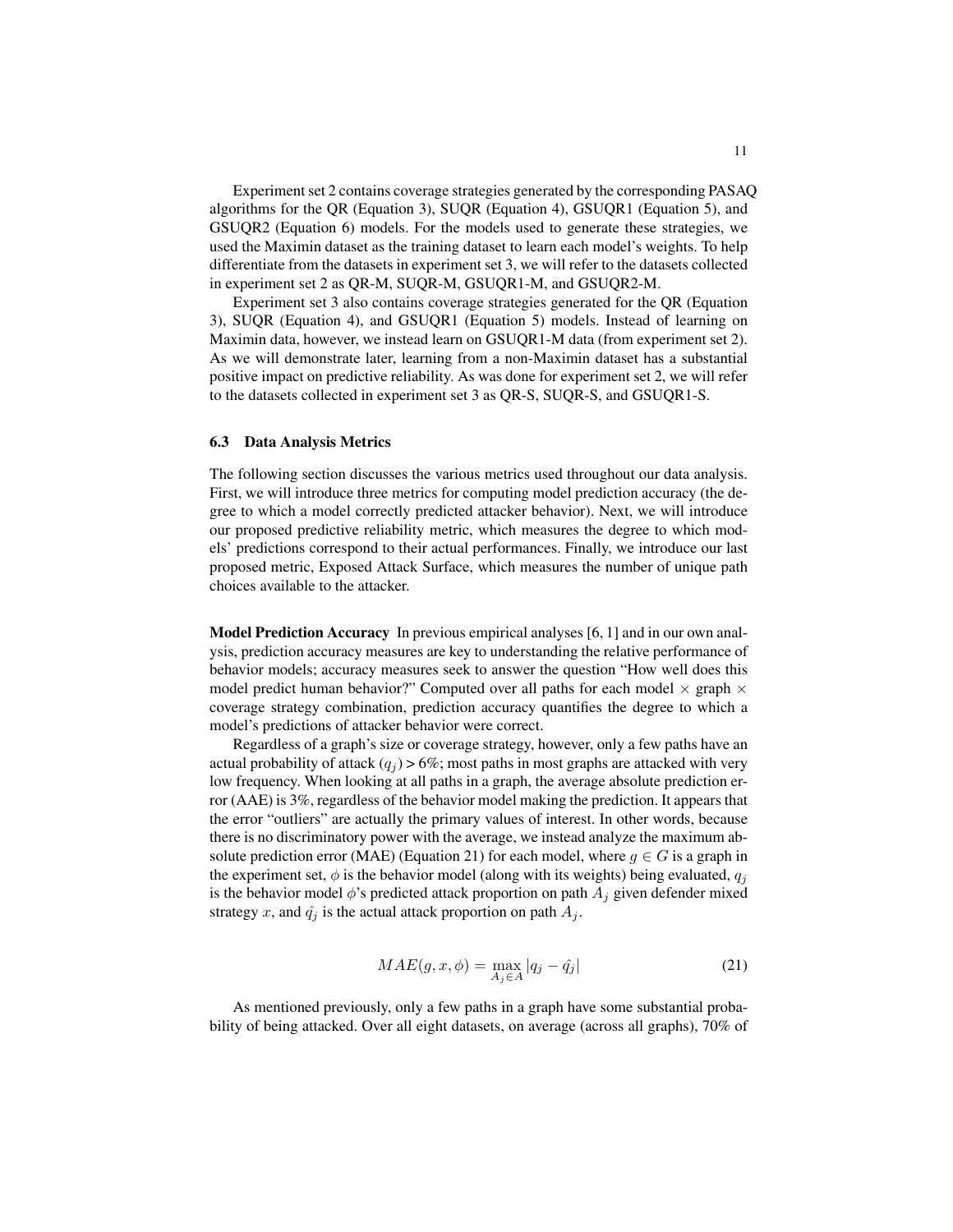Experiment set 2 contains coverage strategies generated by the corresponding PASAQ algorithms for the QR (Equation 3), SUQR (Equation 4), GSUQR1 (Equation 5), and GSUQR2 (Equation 6) models. For the models used to generate these strategies, we used the Maximin dataset as the training dataset to learn each model's weights. To help differentiate from the datasets in experiment set 3, we will refer to the datasets collected in experiment set 2 as QR-M, SUQR-M, GSUQR1-M, and GSUQR2-M.

Experiment set 3 also contains coverage strategies generated for the QR (Equation 3), SUQR (Equation 4), and GSUQR1 (Equation 5) models. Instead of learning on Maximin data, however, we instead learn on GSUQR1-M data (from experiment set 2). As we will demonstrate later, learning from a non-Maximin dataset has a substantial positive impact on predictive reliability. As was done for experiment set 2, we will refer to the datasets collected in experiment set 3 as QR-S, SUQR-S, and GSUQR1-S.

### 6.3 Data Analysis Metrics

The following section discusses the various metrics used throughout our data analysis. First, we will introduce three metrics for computing model prediction accuracy (the degree to which a model correctly predicted attacker behavior). Next, we will introduce our proposed predictive reliability metric, which measures the degree to which models' predictions correspond to their actual performances. Finally, we introduce our last proposed metric, Exposed Attack Surface, which measures the number of unique path choices available to the attacker.

**Model Prediction Accuracy** In previous empirical analyses [6, 1] and in our own analysis, prediction accuracy measures are key to understanding the relative performance of behavior models; accuracy measures seek to answer the question "How well does this model predict human behavior?" Computed over all paths for each model $\times$ graph $\times$ coverage strategy combination, prediction accuracy quantifies the degree to which a model's predictions of attacker behavior were correct.

Regardless of a graph's size or coverage strategy, however, only a few paths have an actual probability of attack ($q_j$) > 6%; most paths in most graphs are attacked with very low frequency. When looking at all paths in a graph, the average absolute prediction error (AAE) is 3%, regardless of the behavior model making the prediction. It appears that the error "outliers" are actually the primary values of interest. In other words, because there is no discriminatory power with the average, we instead analyze the maximum absolute prediction error (MAE) (Equation 21) for each model, where $g \in G$ is a graph in the experiment set, $\phi$ is the behavior model (along with its weights) being evaluated, $q_j$ is the behavior model $\phi$'s predicted attack proportion on path $A_j$ given defender mixed strategy $x$, and $\hat{q_j}$ is the actual attack proportion on path $A_j$.

$$MAE(g, x, \phi) = \max_{A_j \in A} |q_j - \hat{q_j}| \tag{21}$$

As mentioned previously, only a few paths in a graph have some substantial probability of being attacked. Over all eight datasets, on average (across all graphs), 70% of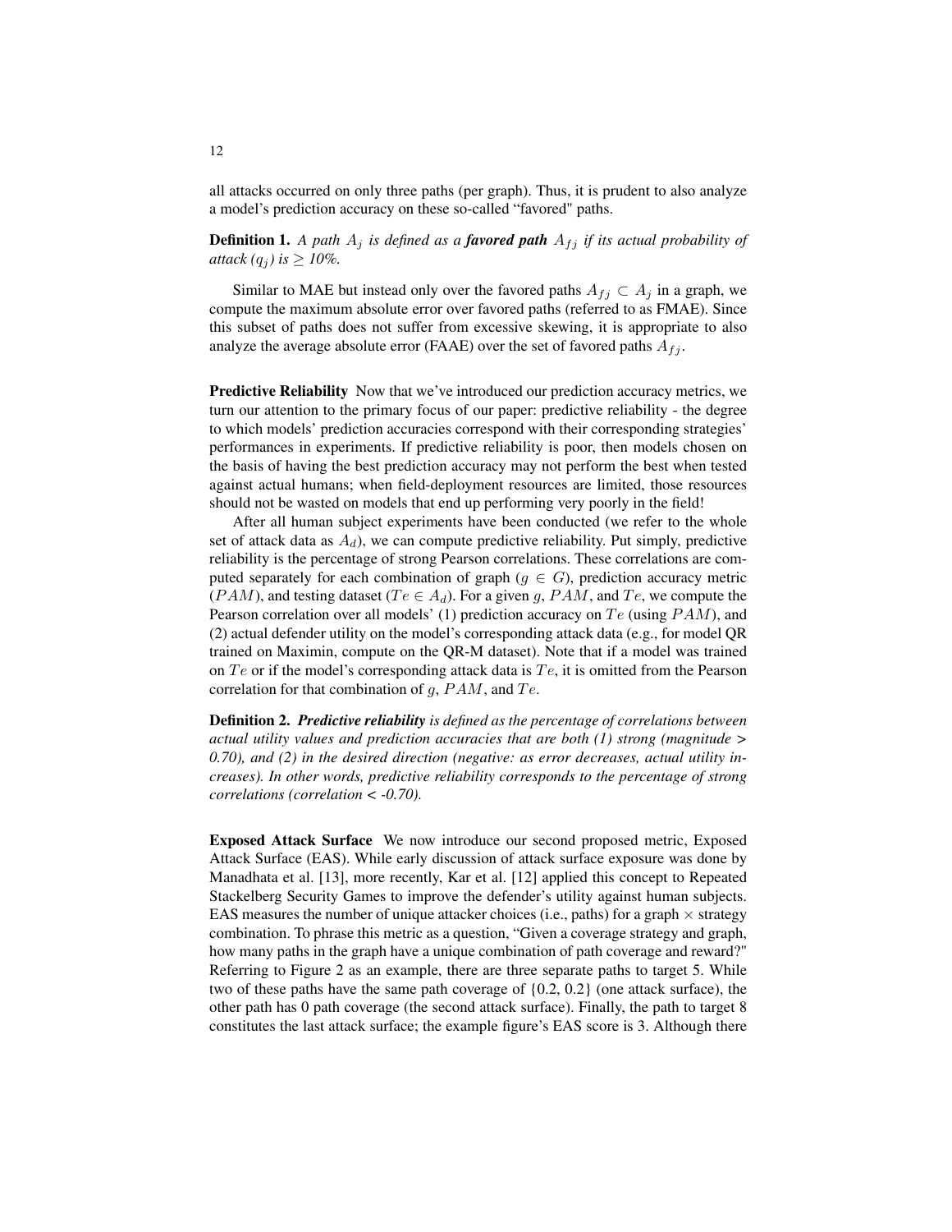all attacks occurred on only three paths (per graph). Thus, it is prudent to also analyze a model's prediction accuracy on these so-called "favored" paths.

**Definition 1.** *A path $A_j$ is defined as a* ***favored path*** *$A_{fj}$ if its actual probability of attack ($q_j$) is $\geq$ 10%.*

Similar to MAE but instead only over the favored paths $A_{fj} \subset A_j$ in a graph, we compute the maximum absolute error over favored paths (referred to as FMAE). Since this subset of paths does not suffer from excessive skewing, it is appropriate to also analyze the average absolute error (FAAE) over the set of favored paths $A_{fj}$.

**Predictive Reliability** Now that we've introduced our prediction accuracy metrics, we turn our attention to the primary focus of our paper: predictive reliability - the degree to which models' prediction accuracies correspond with their corresponding strategies' performances in experiments. If predictive reliability is poor, then models chosen on the basis of having the best prediction accuracy may not perform the best when tested against actual humans; when field-deployment resources are limited, those resources should not be wasted on models that end up performing very poorly in the field!

After all human subject experiments have been conducted (we refer to the whole set of attack data as $A_d$), we can compute predictive reliability. Put simply, predictive reliability is the percentage of strong Pearson correlations. These correlations are computed separately for each combination of graph ($g \in G$), prediction accuracy metric ($PAM$), and testing dataset ($Te \in A_d$). For a given $g$, $PAM$, and $Te$, we compute the Pearson correlation over all models' (1) prediction accuracy on $Te$ (using $PAM$), and (2) actual defender utility on the model's corresponding attack data (e.g., for model QR trained on Maximin, compute on the QR-M dataset). Note that if a model was trained on $Te$ or if the model's corresponding attack data is $Te$, it is omitted from the Pearson correlation for that combination of $g$, $PAM$, and $Te$.

**Definition 2.** ***Predictive reliability*** *is defined as the percentage of correlations between actual utility values and prediction accuracies that are both (1) strong (magnitude > 0.70), and (2) in the desired direction (negative: as error decreases, actual utility increases). In other words, predictive reliability corresponds to the percentage of strong correlations (correlation < -0.70).*

**Exposed Attack Surface** We now introduce our second proposed metric, Exposed Attack Surface (EAS). While early discussion of attack surface exposure was done by Manadhata et al. [13], more recently, Kar et al. [12] applied this concept to Repeated Stackelberg Security Games to improve the defender's utility against human subjects. EAS measures the number of unique attacker choices (i.e., paths) for a graph $\times$ strategy combination. To phrase this metric as a question, "Given a coverage strategy and graph, how many paths in the graph have a unique combination of path coverage and reward?" Referring to Figure 2 as an example, there are three separate paths to target 5. While two of these paths have the same path coverage of {0.2, 0.2} (one attack surface), the other path has 0 path coverage (the second attack surface). Finally, the path to target 8 constitutes the last attack surface; the example figure's EAS score is 3. Although there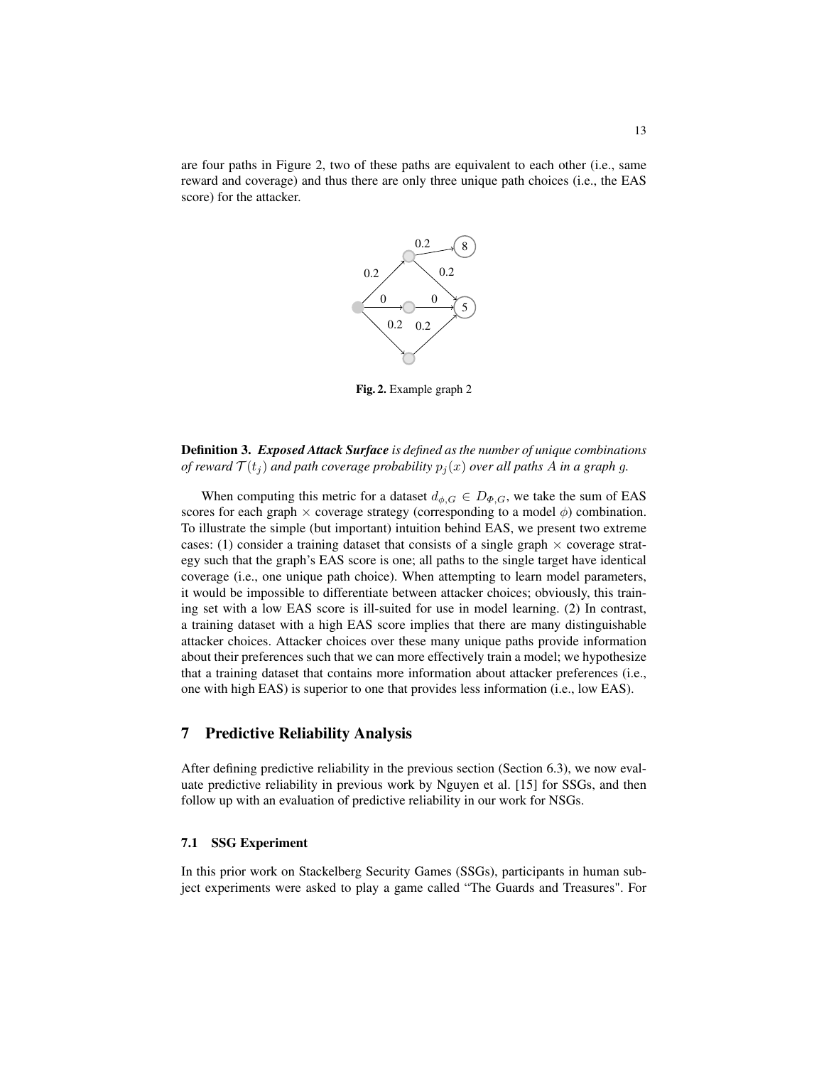are four paths in Figure 2, two of these paths are equivalent to each other (i.e., same reward and coverage) and thus there are only three unique path choices (i.e., the EAS score) for the attacker.

**Fig. 2.** Example graph 2

**Definition 3.** ***Exposed Attack Surface*** *is defined as the number of unique combinations of reward $\mathcal{T}(t_j)$ and path coverage probability $p_j(x)$ over all paths $A$ in a graph $g$.*

When computing this metric for a dataset $d_{\phi,G} \in D_{\Phi,G}$, we take the sum of EAS scores for each graph $\times$ coverage strategy (corresponding to a model $\phi$) combination. To illustrate the simple (but important) intuition behind EAS, we present two extreme cases: (1) consider a training dataset that consists of a single graph $\times$ coverage strategy such that the graph's EAS score is one; all paths to the single target have identical coverage (i.e., one unique path choice). When attempting to learn model parameters, it would be impossible to differentiate between attacker choices; obviously, this training set with a low EAS score is ill-suited for use in model learning. (2) In contrast, a training dataset with a high EAS score implies that there are many distinguishable attacker choices. Attacker choices over these many unique paths provide information about their preferences such that we can more effectively train a model; we hypothesize that a training dataset that contains more information about attacker preferences (i.e., one with high EAS) is superior to one that provides less information (i.e., low EAS).

## 7 Predictive Reliability Analysis

After defining predictive reliability in the previous section (Section 6.3), we now evaluate predictive reliability in previous work by Nguyen et al. [15] for SSGs, and then follow up with an evaluation of predictive reliability in our work for NSGs.

### 7.1 SSG Experiment

In this prior work on Stackelberg Security Games (SSGs), participants in human subject experiments were asked to play a game called "The Guards and Treasures". For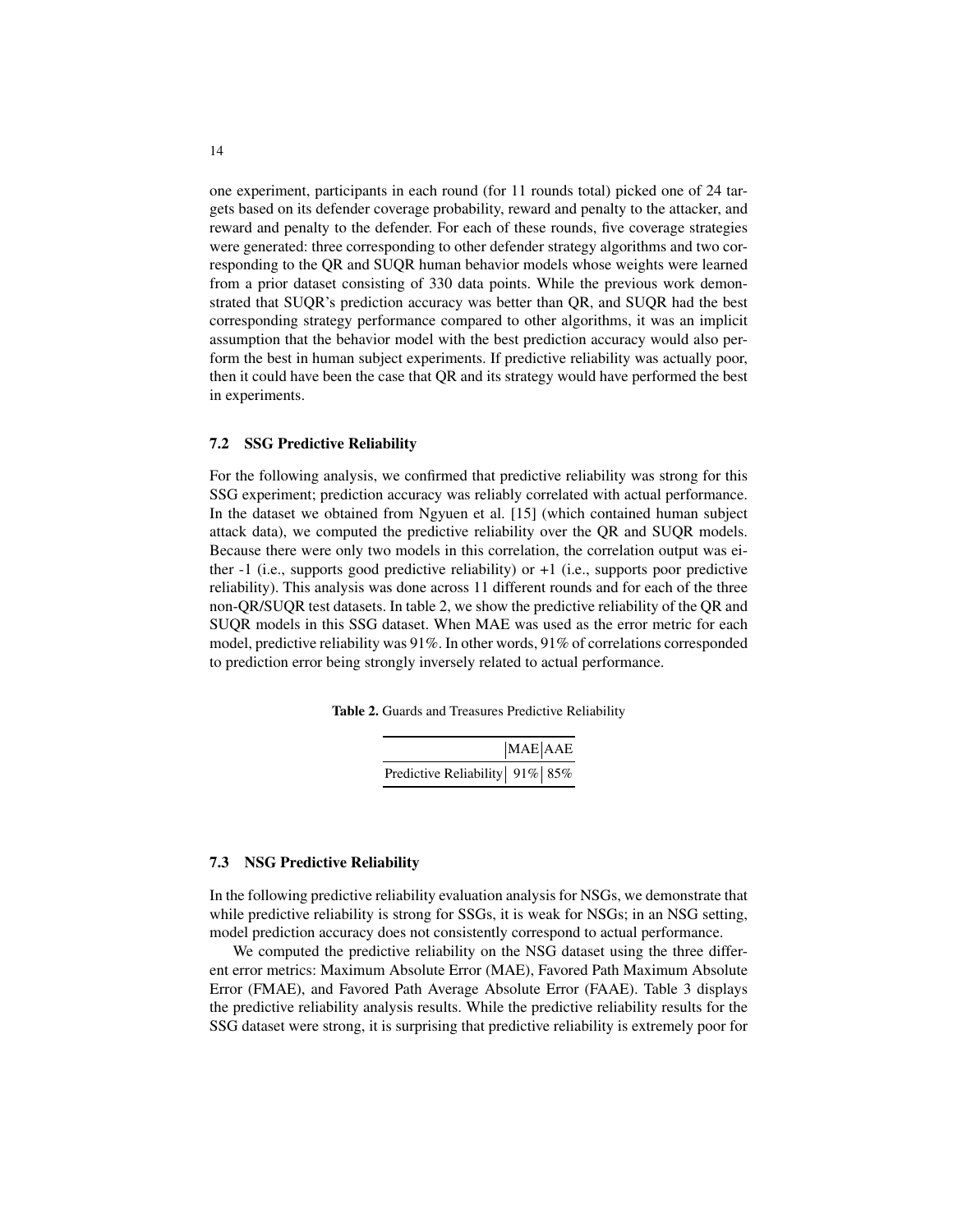one experiment, participants in each round (for 11 rounds total) picked one of 24 targets based on its defender coverage probability, reward and penalty to the attacker, and reward and penalty to the defender. For each of these rounds, five coverage strategies were generated: three corresponding to other defender strategy algorithms and two corresponding to the QR and SUQR human behavior models whose weights were learned from a prior dataset consisting of 330 data points. While the previous work demonstrated that SUQR's prediction accuracy was better than QR, and SUQR had the best corresponding strategy performance compared to other algorithms, it was an implicit assumption that the behavior model with the best prediction accuracy would also perform the best in human subject experiments. If predictive reliability was actually poor, then it could have been the case that QR and its strategy would have performed the best in experiments.

### 7.2 SSG Predictive Reliability

For the following analysis, we confirmed that predictive reliability was strong for this SSG experiment; prediction accuracy was reliably correlated with actual performance. In the dataset we obtained from Ngyuen et al. [15] (which contained human subject attack data), we computed the predictive reliability over the QR and SUQR models. Because there were only two models in this correlation, the correlation output was either -1 (i.e., supports good predictive reliability) or +1 (i.e., supports poor predictive reliability). This analysis was done across 11 different rounds and for each of the three non-QR/SUQR test datasets. In table 2, we show the predictive reliability of the QR and SUQR models in this SSG dataset. When MAE was used as the error metric for each model, predictive reliability was 91%. In other words, 91% of correlations corresponded to prediction error being strongly inversely related to actual performance.

**Table 2.** Guards and Treasures Predictive Reliability

| | MAE | AAE |
|---|---|---|
| Predictive Reliability | 91% | 85% |

### 7.3 NSG Predictive Reliability

In the following predictive reliability evaluation analysis for NSGs, we demonstrate that while predictive reliability is strong for SSGs, it is weak for NSGs; in an NSG setting, model prediction accuracy does not consistently correspond to actual performance.

We computed the predictive reliability on the NSG dataset using the three different error metrics: Maximum Absolute Error (MAE), Favored Path Maximum Absolute Error (FMAE), and Favored Path Average Absolute Error (FAAE). Table 3 displays the predictive reliability analysis results. While the predictive reliability results for the SSG dataset were strong, it is surprising that predictive reliability is extremely poor for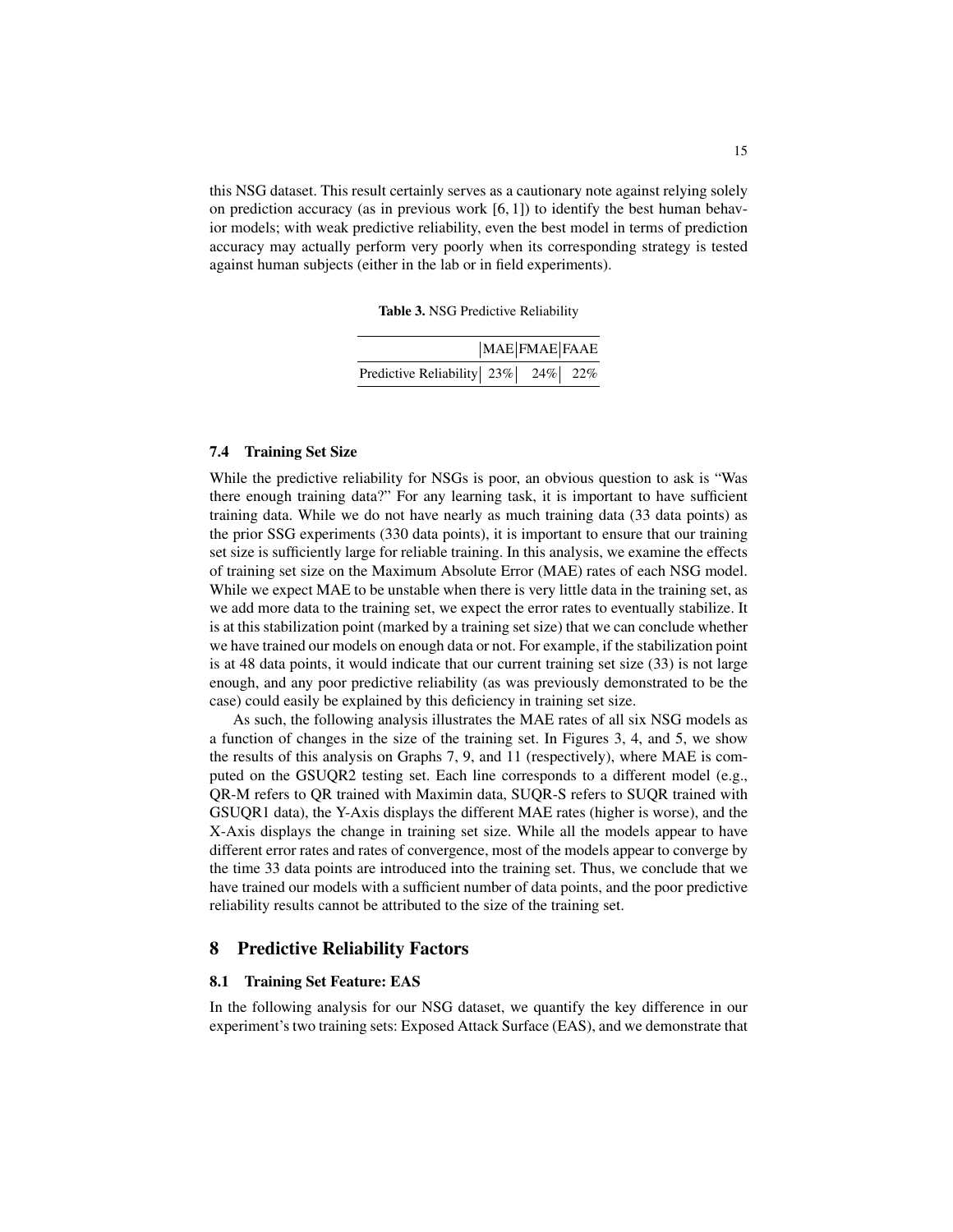this NSG dataset. This result certainly serves as a cautionary note against relying solely on prediction accuracy (as in previous work [6, 1]) to identify the best human behavior models; with weak predictive reliability, even the best model in terms of prediction accuracy may actually perform very poorly when its corresponding strategy is tested against human subjects (either in the lab or in field experiments).

**Table 3.** NSG Predictive Reliability

| | MAE | FMAE | FAAE |
|---|---|---|---|
| Predictive Reliability | 23% | 24% | 22% |

### 7.4 Training Set Size

While the predictive reliability for NSGs is poor, an obvious question to ask is "Was there enough training data?" For any learning task, it is important to have sufficient training data. While we do not have nearly as much training data (33 data points) as the prior SSG experiments (330 data points), it is important to ensure that our training set size is sufficiently large for reliable training. In this analysis, we examine the effects of training set size on the Maximum Absolute Error (MAE) rates of each NSG model. While we expect MAE to be unstable when there is very little data in the training set, as we add more data to the training set, we expect the error rates to eventually stabilize. It is at this stabilization point (marked by a training set size) that we can conclude whether we have trained our models on enough data or not. For example, if the stabilization point is at 48 data points, it would indicate that our current training set size (33) is not large enough, and any poor predictive reliability (as was previously demonstrated to be the case) could easily be explained by this deficiency in training set size.

As such, the following analysis illustrates the MAE rates of all six NSG models as a function of changes in the size of the training set. In Figures 3, 4, and 5, we show the results of this analysis on Graphs 7, 9, and 11 (respectively), where MAE is computed on the GSUQR2 testing set. Each line corresponds to a different model (e.g., QR-M refers to QR trained with Maximin data, SUQR-S refers to SUQR trained with GSUQR1 data), the Y-Axis displays the different MAE rates (higher is worse), and the X-Axis displays the change in training set size. While all the models appear to have different error rates and rates of convergence, most of the models appear to converge by the time 33 data points are introduced into the training set. Thus, we conclude that we have trained our models with a sufficient number of data points, and the poor predictive reliability results cannot be attributed to the size of the training set.

## 8 Predictive Reliability Factors

### 8.1 Training Set Feature: EAS

In the following analysis for our NSG dataset, we quantify the key difference in our experiment's two training sets: Exposed Attack Surface (EAS), and we demonstrate that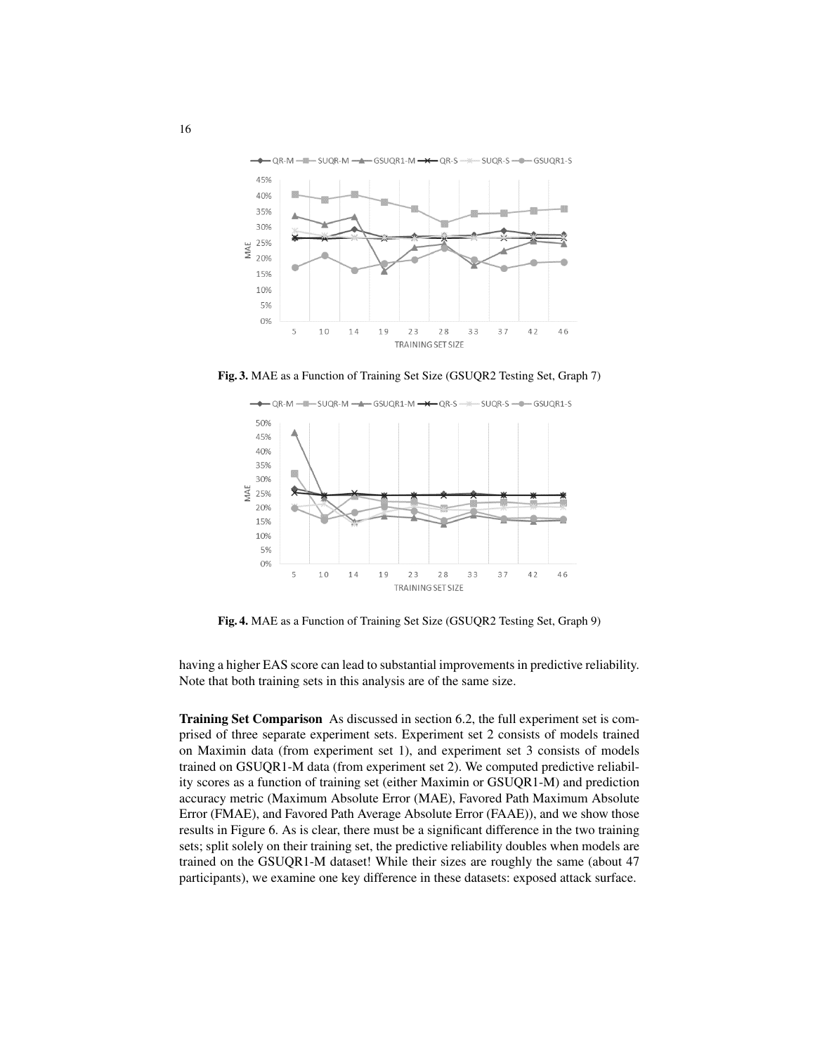Fig. 3. MAE as a Function of Training Set Size (GSUQR2 Testing Set, Graph 7)

Fig. 4. MAE as a Function of Training Set Size (GSUQR2 Testing Set, Graph 9)

having a higher EAS score can lead to substantial improvements in predictive reliability. Note that both training sets in this analysis are of the same size.

**Training Set Comparison** As discussed in section 6.2, the full experiment set is comprised of three separate experiment sets. Experiment set 2 consists of models trained on Maximin data (from experiment set 1), and experiment set 3 consists of models trained on GSUQR1-M data (from experiment set 2). We computed predictive reliability scores as a function of training set (either Maximin or GSUQR1-M) and prediction accuracy metric (Maximum Absolute Error (MAE), Favored Path Maximum Absolute Error (FMAE), and Favored Path Average Absolute Error (FAAE)), and we show those results in Figure 6. As is clear, there must be a significant difference in the two training sets; split solely on their training set, the predictive reliability doubles when models are trained on the GSUQR1-M dataset! While their sizes are roughly the same (about 47 participants), we examine one key difference in these datasets: exposed attack surface.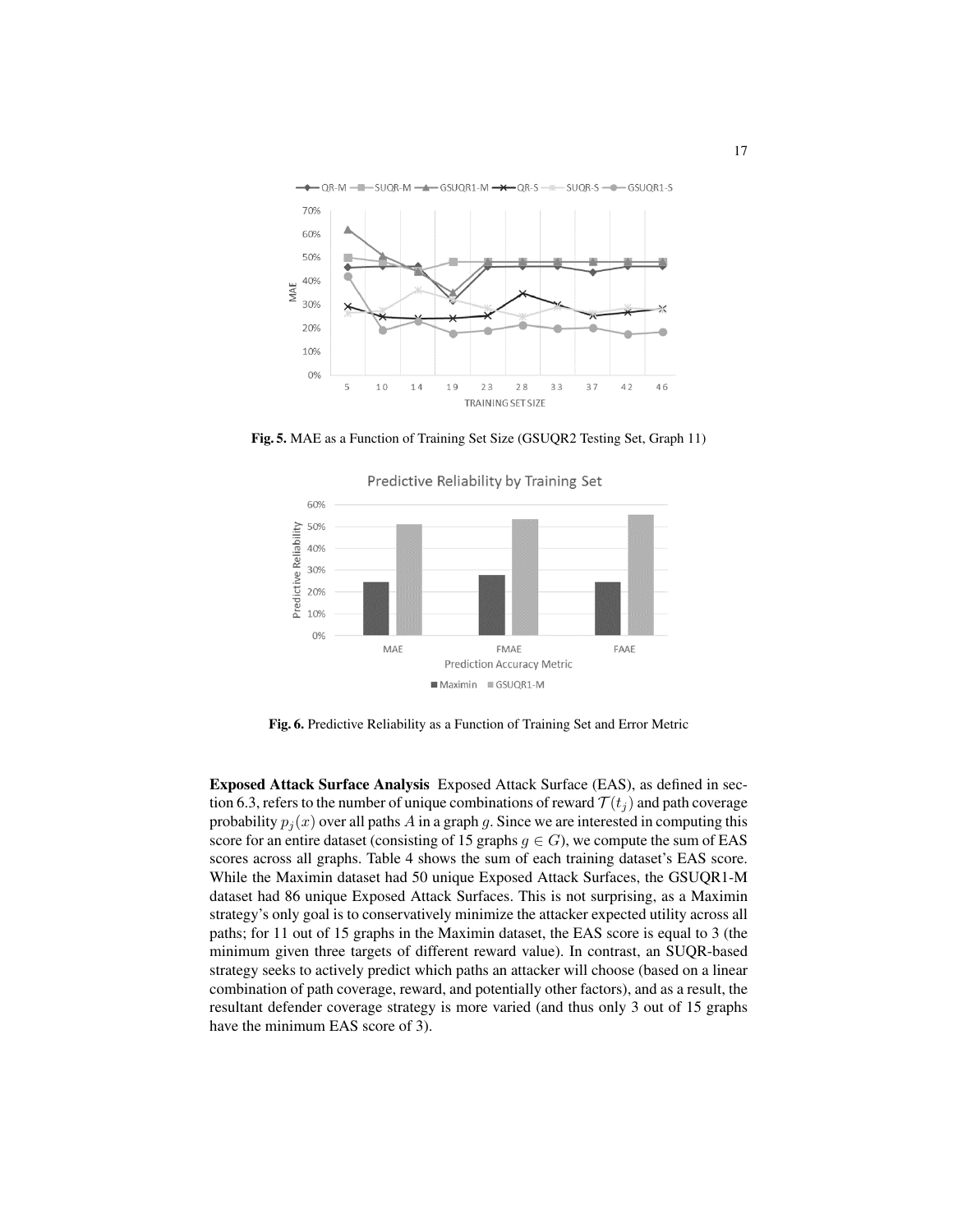**Fig. 5.** MAE as a Function of Training Set Size (GSUQR2 Testing Set, Graph 11)

**Fig. 6.** Predictive Reliability as a Function of Training Set and Error Metric

**Exposed Attack Surface Analysis** Exposed Attack Surface (EAS), as defined in section 6.3, refers to the number of unique combinations of reward $\mathcal{T}(t_j)$ and path coverage probability $p_j(x)$ over all paths $A$ in a graph $g$. Since we are interested in computing this score for an entire dataset (consisting of 15 graphs $g \in G$), we compute the sum of EAS scores across all graphs. Table 4 shows the sum of each training dataset's EAS score. While the Maximin dataset had 50 unique Exposed Attack Surfaces, the GSUQR1-M dataset had 86 unique Exposed Attack Surfaces. This is not surprising, as a Maximin strategy's only goal is to conservatively minimize the attacker expected utility across all paths; for 11 out of 15 graphs in the Maximin dataset, the EAS score is equal to 3 (the minimum given three targets of different reward value). In contrast, an SUQR-based strategy seeks to actively predict which paths an attacker will choose (based on a linear combination of path coverage, reward, and potentially other factors), and as a result, the resultant defender coverage strategy is more varied (and thus only 3 out of 15 graphs have the minimum EAS score of 3).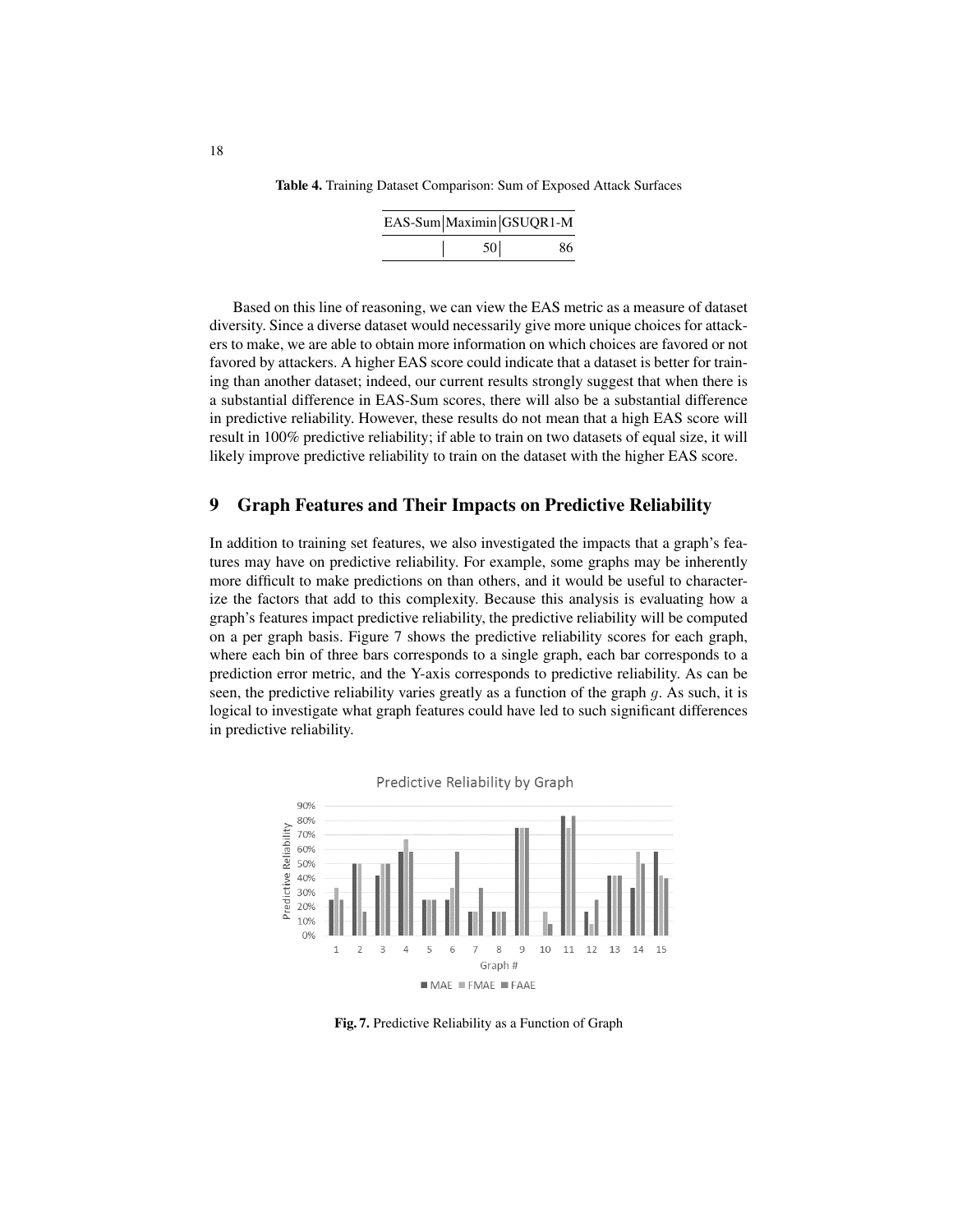**Table 4.** Training Dataset Comparison: Sum of Exposed Attack Surfaces

| EAS-Sum | Maximin | GSUQR1-M |
|---|---|---|
| | 50 | 86 |

Based on this line of reasoning, we can view the EAS metric as a measure of dataset diversity. Since a diverse dataset would necessarily give more unique choices for attackers to make, we are able to obtain more information on which choices are favored or not favored by attackers. A higher EAS score could indicate that a dataset is better for training than another dataset; indeed, our current results strongly suggest that when there is a substantial difference in EAS-Sum scores, there will also be a substantial difference in predictive reliability. However, these results do not mean that a high EAS score will result in 100% predictive reliability; if able to train on two datasets of equal size, it will likely improve predictive reliability to train on the dataset with the higher EAS score.

## 9 Graph Features and Their Impacts on Predictive Reliability

In addition to training set features, we also investigated the impacts that a graph's features may have on predictive reliability. For example, some graphs may be inherently more difficult to make predictions on than others, and it would be useful to characterize the factors that add to this complexity. Because this analysis is evaluating how a graph's features impact predictive reliability, the predictive reliability will be computed on a per graph basis. Figure 7 shows the predictive reliability scores for each graph, where each bin of three bars corresponds to a single graph, each bar corresponds to a prediction error metric, and the Y-axis corresponds to predictive reliability. As can be seen, the predictive reliability varies greatly as a function of the graph $g$. As such, it is logical to investigate what graph features could have led to such significant differences in predictive reliability.

**Fig. 7.** Predictive Reliability as a Function of Graph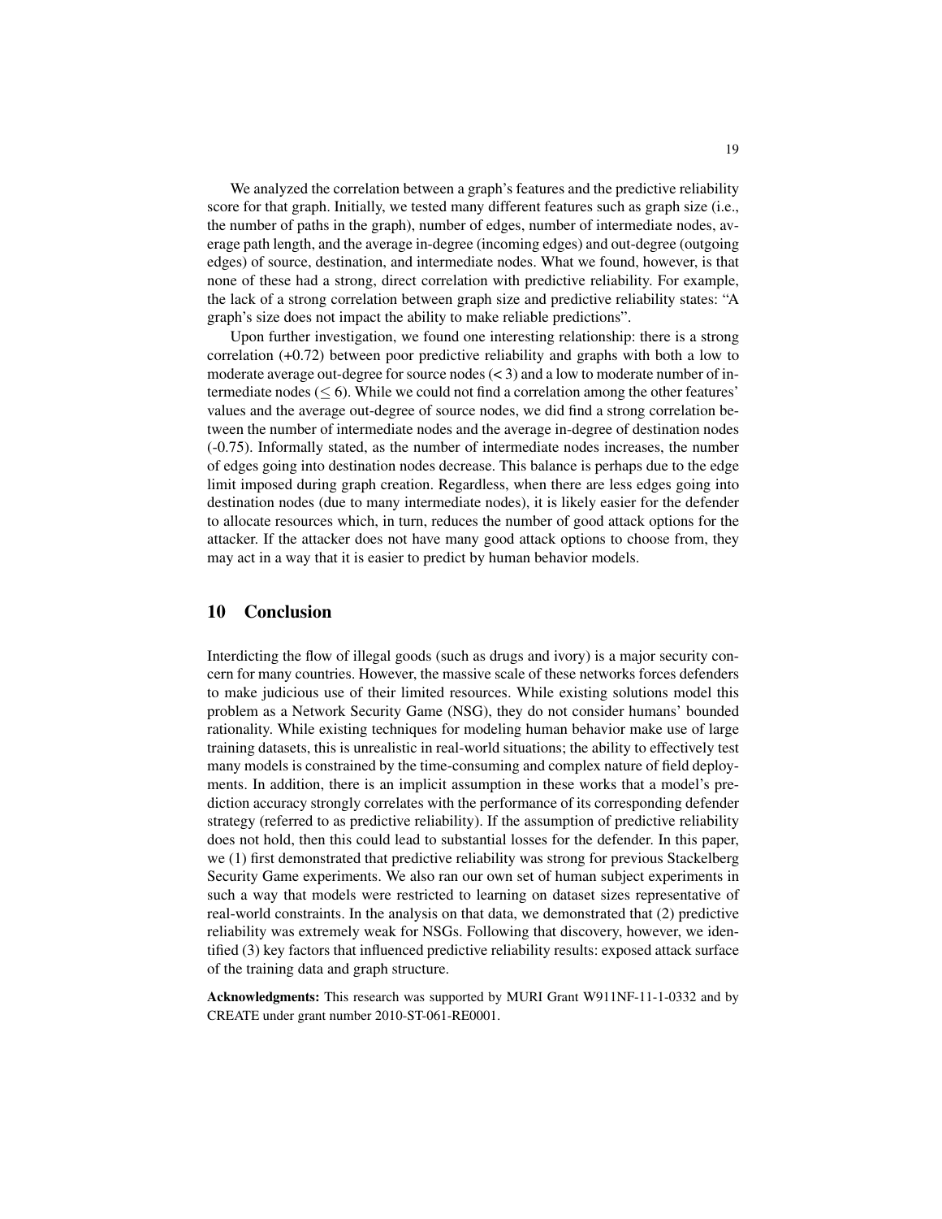We analyzed the correlation between a graph's features and the predictive reliability score for that graph. Initially, we tested many different features such as graph size (i.e., the number of paths in the graph), number of edges, number of intermediate nodes, average path length, and the average in-degree (incoming edges) and out-degree (outgoing edges) of source, destination, and intermediate nodes. What we found, however, is that none of these had a strong, direct correlation with predictive reliability. For example, the lack of a strong correlation between graph size and predictive reliability states: "A graph's size does not impact the ability to make reliable predictions".

Upon further investigation, we found one interesting relationship: there is a strong correlation (+0.72) between poor predictive reliability and graphs with both a low to moderate average out-degree for source nodes ($< 3$) and a low to moderate number of intermediate nodes ($\leq 6$). While we could not find a correlation among the other features' values and the average out-degree of source nodes, we did find a strong correlation between the number of intermediate nodes and the average in-degree of destination nodes (-0.75). Informally stated, as the number of intermediate nodes increases, the number of edges going into destination nodes decrease. This balance is perhaps due to the edge limit imposed during graph creation. Regardless, when there are less edges going into destination nodes (due to many intermediate nodes), it is likely easier for the defender to allocate resources which, in turn, reduces the number of good attack options for the attacker. If the attacker does not have many good attack options to choose from, they may act in a way that it is easier to predict by human behavior models.

## 10 Conclusion

Interdicting the flow of illegal goods (such as drugs and ivory) is a major security concern for many countries. However, the massive scale of these networks forces defenders to make judicious use of their limited resources. While existing solutions model this problem as a Network Security Game (NSG), they do not consider humans' bounded rationality. While existing techniques for modeling human behavior make use of large training datasets, this is unrealistic in real-world situations; the ability to effectively test many models is constrained by the time-consuming and complex nature of field deployments. In addition, there is an implicit assumption in these works that a model's prediction accuracy strongly correlates with the performance of its corresponding defender strategy (referred to as predictive reliability). If the assumption of predictive reliability does not hold, then this could lead to substantial losses for the defender. In this paper, we (1) first demonstrated that predictive reliability was strong for previous Stackelberg Security Game experiments. We also ran our own set of human subject experiments in such a way that models were restricted to learning on dataset sizes representative of real-world constraints. In the analysis on that data, we demonstrated that (2) predictive reliability was extremely weak for NSGs. Following that discovery, however, we identified (3) key factors that influenced predictive reliability results: exposed attack surface of the training data and graph structure.

**Acknowledgments:** This research was supported by MURI Grant W911NF-11-1-0332 and by CREATE under grant number 2010-ST-061-RE0001.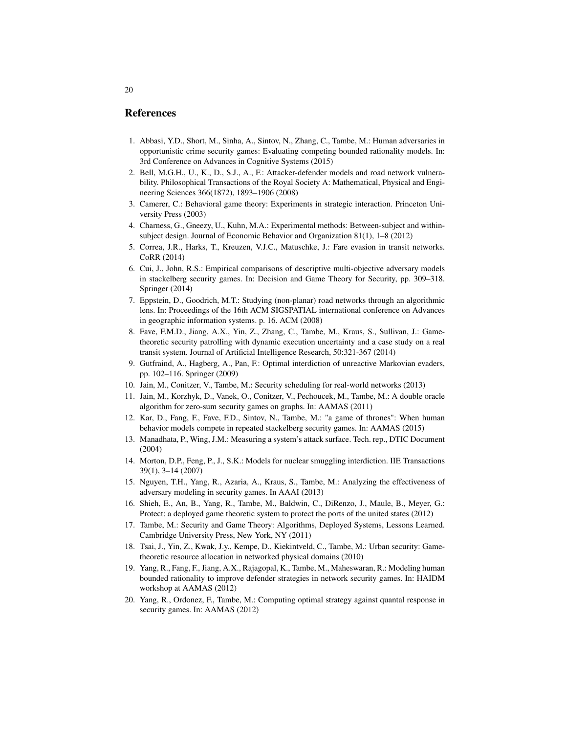## References

1. Abbasi, Y.D., Short, M., Sinha, A., Sintov, N., Zhang, C., Tambe, M.: Human adversaries in opportunistic crime security games: Evaluating competing bounded rationality models. In: 3rd Conference on Advances in Cognitive Systems (2015)
2. Bell, M.G.H., U., K., D., S.J., A., F.: Attacker-defender models and road network vulnerability. Philosophical Transactions of the Royal Society A: Mathematical, Physical and Engineering Sciences 366(1872), 1893–1906 (2008)
3. Camerer, C.: Behavioral game theory: Experiments in strategic interaction. Princeton University Press (2003)
4. Charness, G., Gneezy, U., Kuhn, M.A.: Experimental methods: Between-subject and within-subject design. Journal of Economic Behavior and Organization 81(1), 1–8 (2012)
5. Correa, J.R., Harks, T., Kreuzen, V.J.C., Matuschke, J.: Fare evasion in transit networks. CoRR (2014)
6. Cui, J., John, R.S.: Empirical comparisons of descriptive multi-objective adversary models in stackelberg security games. In: Decision and Game Theory for Security, pp. 309–318. Springer (2014)
7. Eppstein, D., Goodrich, M.T.: Studying (non-planar) road networks through an algorithmic lens. In: Proceedings of the 16th ACM SIGSPATIAL international conference on Advances in geographic information systems. p. 16. ACM (2008)
8. Fave, F.M.D., Jiang, A.X., Yin, Z., Zhang, C., Tambe, M., Kraus, S., Sullivan, J.: Game-theoretic security patrolling with dynamic execution uncertainty and a case study on a real transit system. Journal of Artificial Intelligence Research, 50:321-367 (2014)
9. Gutfraind, A., Hagberg, A., Pan, F.: Optimal interdiction of unreactive Markovian evaders, pp. 102–116. Springer (2009)
10. Jain, M., Conitzer, V., Tambe, M.: Security scheduling for real-world networks (2013)
11. Jain, M., Korzhyk, D., Vanek, O., Conitzer, V., Pechoucek, M., Tambe, M.: A double oracle algorithm for zero-sum security games on graphs. In: AAMAS (2011)
12. Kar, D., Fang, F., Fave, F.D., Sintov, N., Tambe, M.: "a game of thrones": When human behavior models compete in repeated stackelberg security games. In: AAMAS (2015)
13. Manadhata, P., Wing, J.M.: Measuring a system's attack surface. Tech. rep., DTIC Document (2004)
14. Morton, D.P., Feng, P., J., S.K.: Models for nuclear smuggling interdiction. IIE Transactions 39(1), 3–14 (2007)
15. Nguyen, T.H., Yang, R., Azaria, A., Kraus, S., Tambe, M.: Analyzing the effectiveness of adversary modeling in security games. In AAAI (2013)
16. Shieh, E., An, B., Yang, R., Tambe, M., Baldwin, C., DiRenzo, J., Maule, B., Meyer, G.: Protect: a deployed game theoretic system to protect the ports of the united states (2012)
17. Tambe, M.: Security and Game Theory: Algorithms, Deployed Systems, Lessons Learned. Cambridge University Press, New York, NY (2011)
18. Tsai, J., Yin, Z., Kwak, J.y., Kempe, D., Kiekintveld, C., Tambe, M.: Urban security: Game-theoretic resource allocation in networked physical domains (2010)
19. Yang, R., Fang, F., Jiang, A.X., Rajagopal, K., Tambe, M., Maheswaran, R.: Modeling human bounded rationality to improve defender strategies in network security games. In: HAIDM workshop at AAMAS (2012)
20. Yang, R., Ordonez, F., Tambe, M.: Computing optimal strategy against quantal response in security games. In: AAMAS (2012)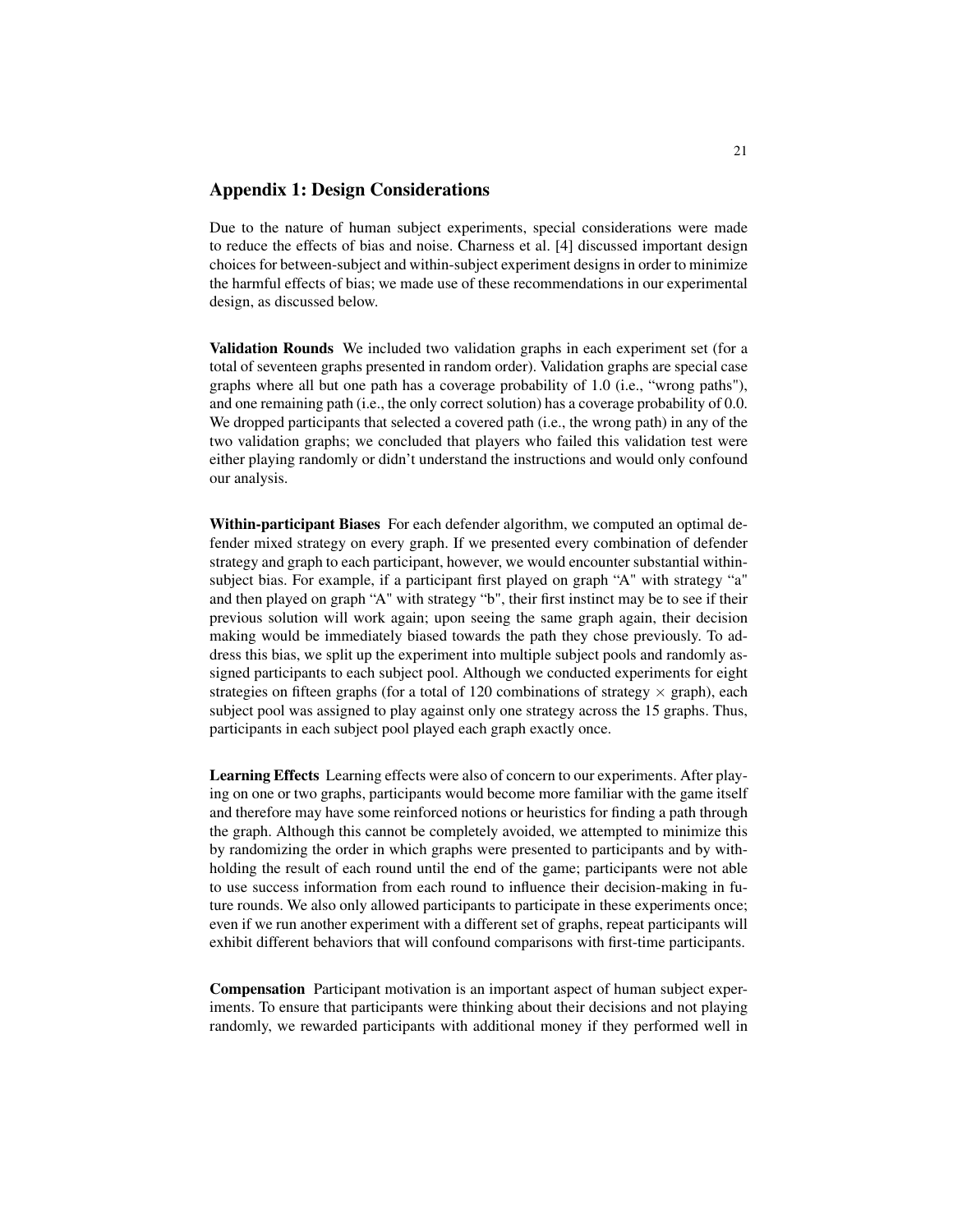## Appendix 1: Design Considerations

Due to the nature of human subject experiments, special considerations were made to reduce the effects of bias and noise. Charness et al. [4] discussed important design choices for between-subject and within-subject experiment designs in order to minimize the harmful effects of bias; we made use of these recommendations in our experimental design, as discussed below.

**Validation Rounds** We included two validation graphs in each experiment set (for a total of seventeen graphs presented in random order). Validation graphs are special case graphs where all but one path has a coverage probability of 1.0 (i.e., "wrong paths"), and one remaining path (i.e., the only correct solution) has a coverage probability of 0.0. We dropped participants that selected a covered path (i.e., the wrong path) in any of the two validation graphs; we concluded that players who failed this validation test were either playing randomly or didn't understand the instructions and would only confound our analysis.

**Within-participant Biases** For each defender algorithm, we computed an optimal defender mixed strategy on every graph. If we presented every combination of defender strategy and graph to each participant, however, we would encounter substantial within-subject bias. For example, if a participant first played on graph "A" with strategy "a" and then played on graph "A" with strategy "b", their first instinct may be to see if their previous solution will work again; upon seeing the same graph again, their decision making would be immediately biased towards the path they chose previously. To address this bias, we split up the experiment into multiple subject pools and randomly assigned participants to each subject pool. Although we conducted experiments for eight strategies on fifteen graphs (for a total of 120 combinations of strategy $\times$ graph), each subject pool was assigned to play against only one strategy across the 15 graphs. Thus, participants in each subject pool played each graph exactly once.

**Learning Effects** Learning effects were also of concern to our experiments. After playing on one or two graphs, participants would become more familiar with the game itself and therefore may have some reinforced notions or heuristics for finding a path through the graph. Although this cannot be completely avoided, we attempted to minimize this by randomizing the order in which graphs were presented to participants and by withholding the result of each round until the end of the game; participants were not able to use success information from each round to influence their decision-making in future rounds. We also only allowed participants to participate in these experiments once; even if we run another experiment with a different set of graphs, repeat participants will exhibit different behaviors that will confound comparisons with first-time participants.

**Compensation** Participant motivation is an important aspect of human subject experiments. To ensure that participants were thinking about their decisions and not playing randomly, we rewarded participants with additional money if they performed well in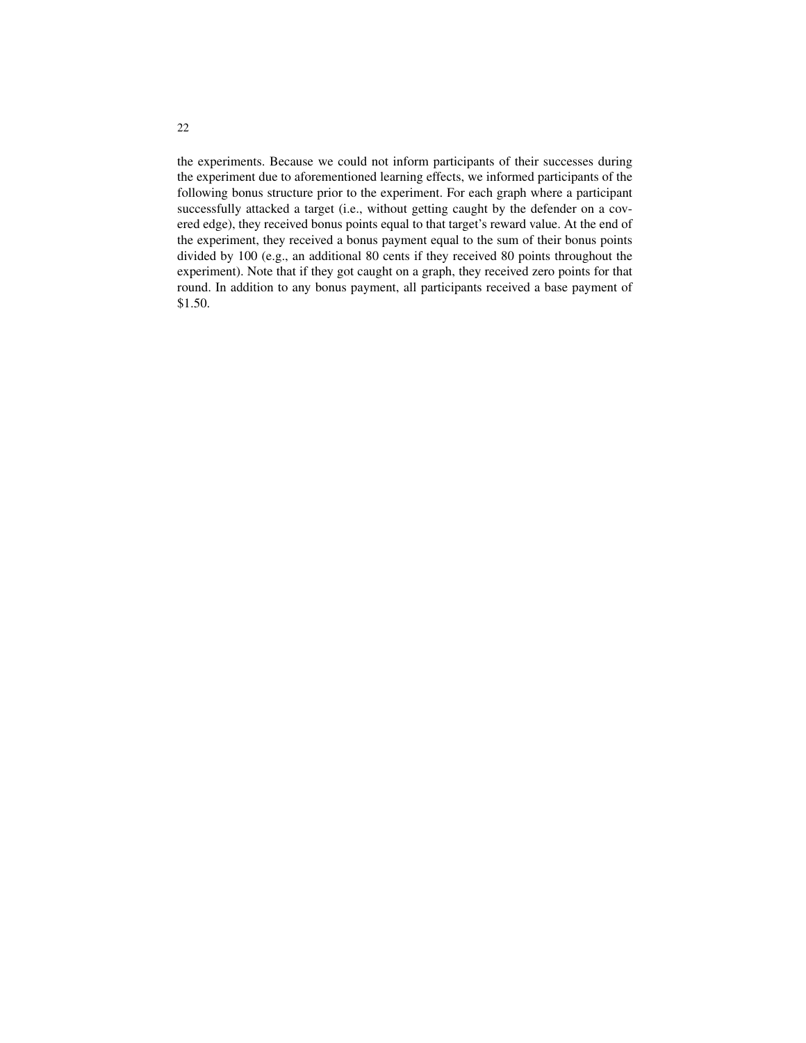the experiments. Because we could not inform participants of their successes during the experiment due to aforementioned learning effects, we informed participants of the following bonus structure prior to the experiment. For each graph where a participant successfully attacked a target (i.e., without getting caught by the defender on a covered edge), they received bonus points equal to that target's reward value. At the end of the experiment, they received a bonus payment equal to the sum of their bonus points divided by 100 (e.g., an additional 80 cents if they received 80 points throughout the experiment). Note that if they got caught on a graph, they received zero points for that round. In addition to any bonus payment, all participants received a base payment of $1.50.